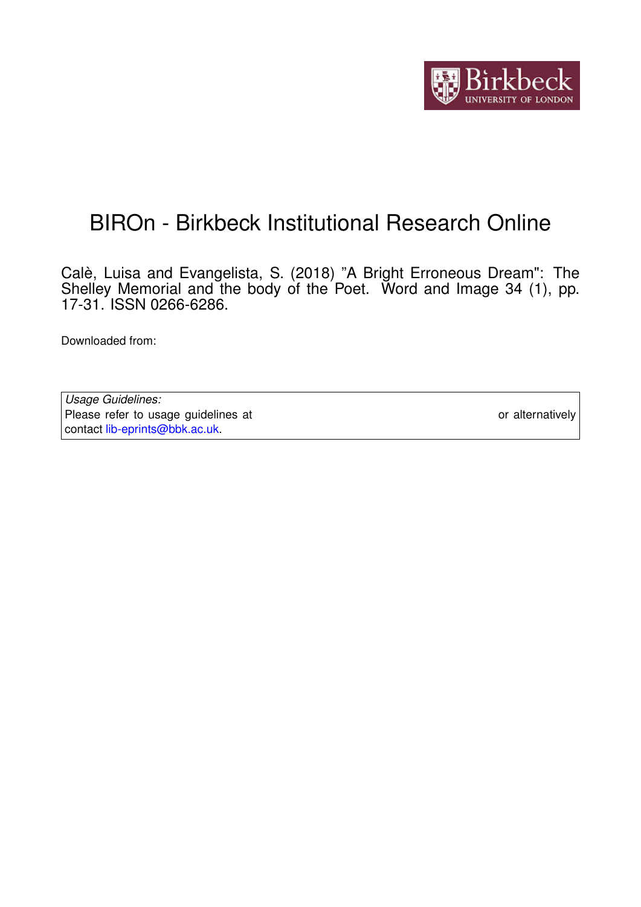# BIROn - Birkbeck Institutional Research Online

Calè, Luisa and Evangelista, S. (2018) "A Bright Erroneous Dream": The Shelley Memorial and the body of the Poet. Word and Image 34 (1), pp. 17-31. ISSN 0266-6286.

Downloaded from:

*Usage Guidelines:*
Please refer to usage guidelines at or alternatively contact lib-eprints@bbk.ac.uk.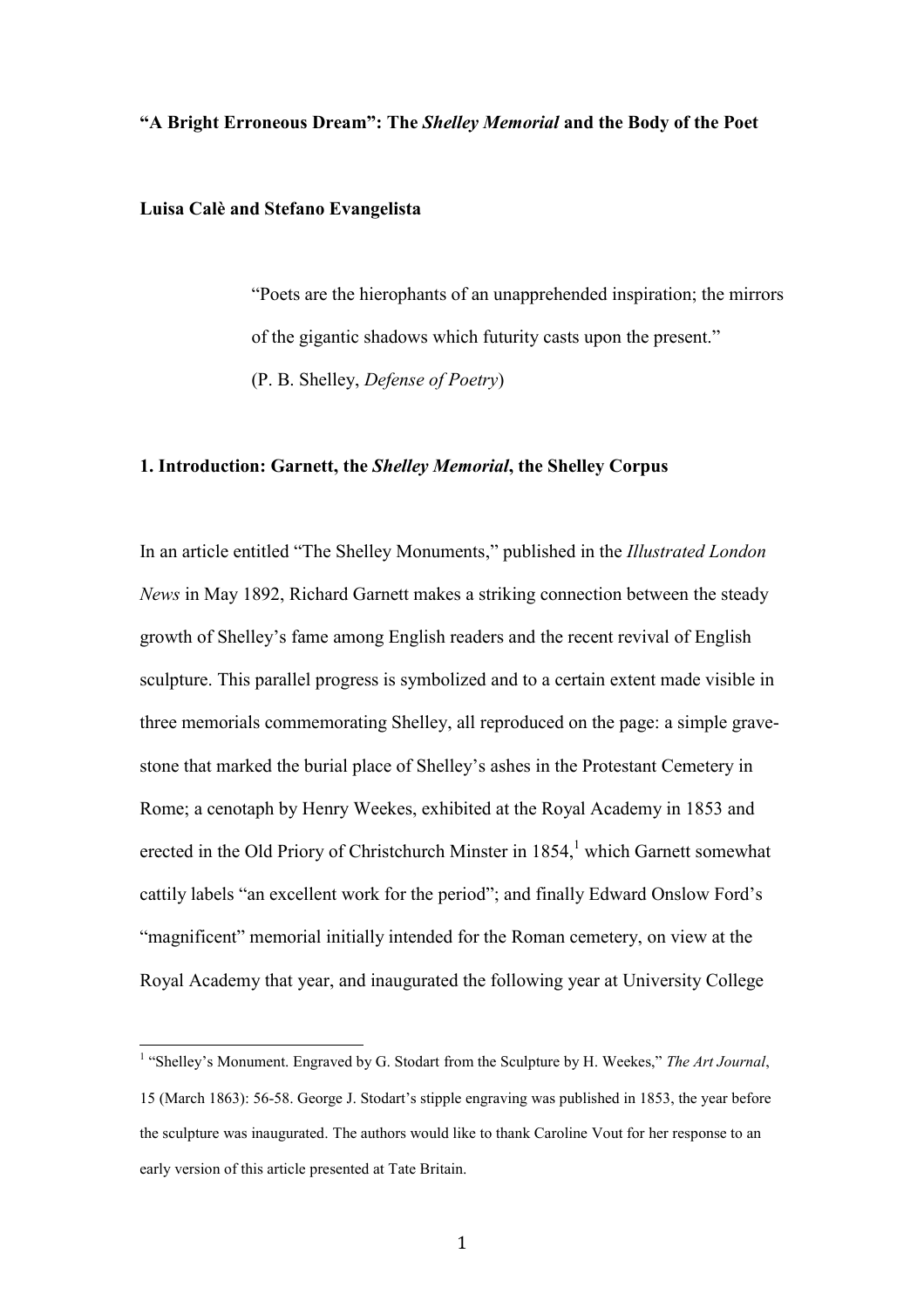**"A Bright Erroneous Dream": The *Shelley Memorial* and the Body of the Poet**

**Luisa Calè and Stefano Evangelista**

> "Poets are the hierophants of an unapprehended inspiration; the mirrors of the gigantic shadows which futurity casts upon the present."
> (P. B. Shelley, *Defense of Poetry*)

## 1. Introduction: Garnett, the *Shelley Memorial*, the Shelley Corpus

In an article entitled "The Shelley Monuments," published in the *Illustrated London News* in May 1892, Richard Garnett makes a striking connection between the steady growth of Shelley's fame among English readers and the recent revival of English sculpture. This parallel progress is symbolized and to a certain extent made visible in three memorials commemorating Shelley, all reproduced on the page: a simple grave-stone that marked the burial place of Shelley's ashes in the Protestant Cemetery in Rome; a cenotaph by Henry Weekes, exhibited at the Royal Academy in 1853 and erected in the Old Priory of Christchurch Minster in 1854,[1] which Garnett somewhat cattily labels "an excellent work for the period"; and finally Edward Onslow Ford's "magnificent" memorial initially intended for the Roman cemetery, on view at the Royal Academy that year, and inaugurated the following year at University College

[1] "Shelley's Monument. Engraved by G. Stodart from the Sculpture by H. Weekes," *The Art Journal*, 15 (March 1863): 56-58. George J. Stodart's stipple engraving was published in 1853, the year before the sculpture was inaugurated. The authors would like to thank Caroline Vout for her response to an early version of this article presented at Tate Britain.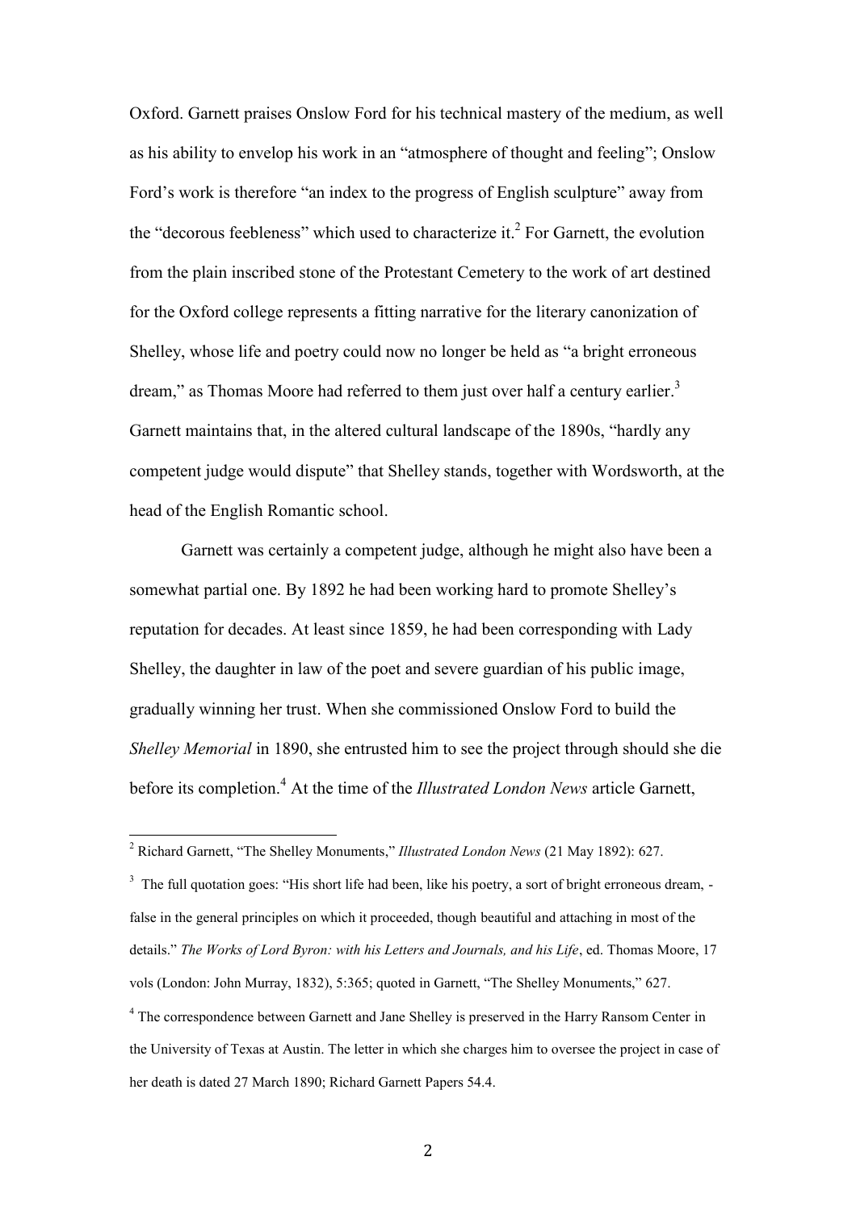Oxford. Garnett praises Onslow Ford for his technical mastery of the medium, as well as his ability to envelop his work in an "atmosphere of thought and feeling"; Onslow Ford's work is therefore "an index to the progress of English sculpture" away from the "decorous feebleness" which used to characterize it.[2] For Garnett, the evolution from the plain inscribed stone of the Protestant Cemetery to the work of art destined for the Oxford college represents a fitting narrative for the literary canonization of Shelley, whose life and poetry could now no longer be held as "a bright erroneous dream," as Thomas Moore had referred to them just over half a century earlier.[3] Garnett maintains that, in the altered cultural landscape of the 1890s, "hardly any competent judge would dispute" that Shelley stands, together with Wordsworth, at the head of the English Romantic school.

Garnett was certainly a competent judge, although he might also have been a somewhat partial one. By 1892 he had been working hard to promote Shelley's reputation for decades. At least since 1859, he had been corresponding with Lady Shelley, the daughter in law of the poet and severe guardian of his public image, gradually winning her trust. When she commissioned Onslow Ford to build the *Shelley Memorial* in 1890, she entrusted him to see the project through should she die before its completion.[4] At the time of the *Illustrated London News* article Garnett,

---

[2] Richard Garnett, "The Shelley Monuments," *Illustrated London News* (21 May 1892): 627.

[3] The full quotation goes: "His short life had been, like his poetry, a sort of bright erroneous dream, - false in the general principles on which it proceeded, though beautiful and attaching in most of the details." *The Works of Lord Byron: with his Letters and Journals, and his Life*, ed. Thomas Moore, 17 vols (London: John Murray, 1832), 5:365; quoted in Garnett, "The Shelley Monuments," 627.

[4] The correspondence between Garnett and Jane Shelley is preserved in the Harry Ransom Center in the University of Texas at Austin. The letter in which she charges him to oversee the project in case of her death is dated 27 March 1890; Richard Garnett Papers 54.4.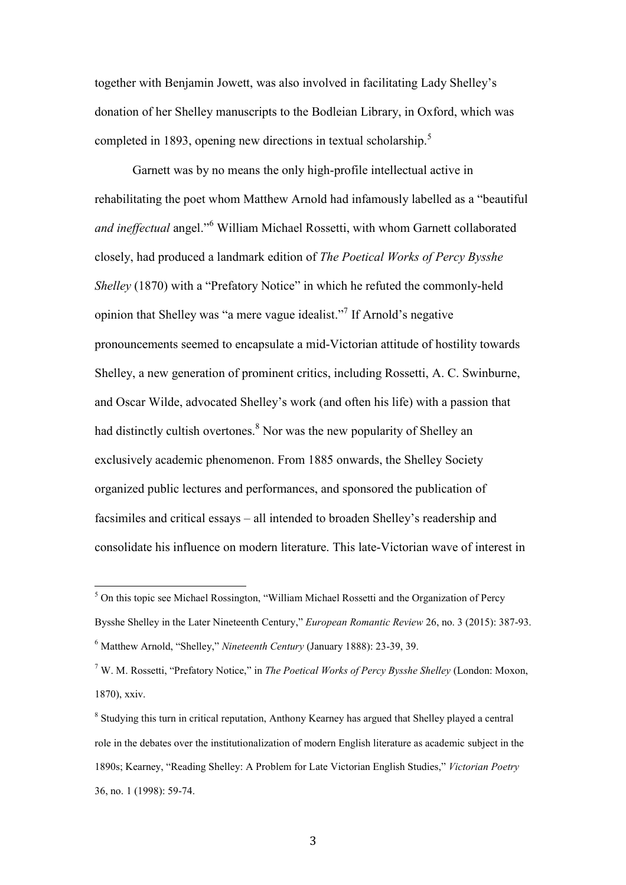together with Benjamin Jowett, was also involved in facilitating Lady Shelley's donation of her Shelley manuscripts to the Bodleian Library, in Oxford, which was completed in 1893, opening new directions in textual scholarship.[5]

Garnett was by no means the only high-profile intellectual active in rehabilitating the poet whom Matthew Arnold had infamously labelled as a "beautiful *and ineffectual* angel."[6] William Michael Rossetti, with whom Garnett collaborated closely, had produced a landmark edition of *The Poetical Works of Percy Bysshe Shelley* (1870) with a "Prefatory Notice" in which he refuted the commonly-held opinion that Shelley was "a mere vague idealist."[7] If Arnold's negative pronouncements seemed to encapsulate a mid-Victorian attitude of hostility towards Shelley, a new generation of prominent critics, including Rossetti, A. C. Swinburne, and Oscar Wilde, advocated Shelley's work (and often his life) with a passion that had distinctly cultish overtones.[8] Nor was the new popularity of Shelley an exclusively academic phenomenon. From 1885 onwards, the Shelley Society organized public lectures and performances, and sponsored the publication of facsimiles and critical essays – all intended to broaden Shelley's readership and consolidate his influence on modern literature. This late-Victorian wave of interest in

---

[5] On this topic see Michael Rossington, "William Michael Rossetti and the Organization of Percy Bysshe Shelley in the Later Nineteenth Century," *European Romantic Review* 26, no. 3 (2015): 387-93.

[6] Matthew Arnold, "Shelley," *Nineteenth Century* (January 1888): 23-39, 39.

[7] W. M. Rossetti, "Prefatory Notice," in *The Poetical Works of Percy Bysshe Shelley* (London: Moxon, 1870), xxiv.

[8] Studying this turn in critical reputation, Anthony Kearney has argued that Shelley played a central role in the debates over the institutionalization of modern English literature as academic subject in the 1890s; Kearney, "Reading Shelley: A Problem for Late Victorian English Studies," *Victorian Poetry* 36, no. 1 (1998): 59-74.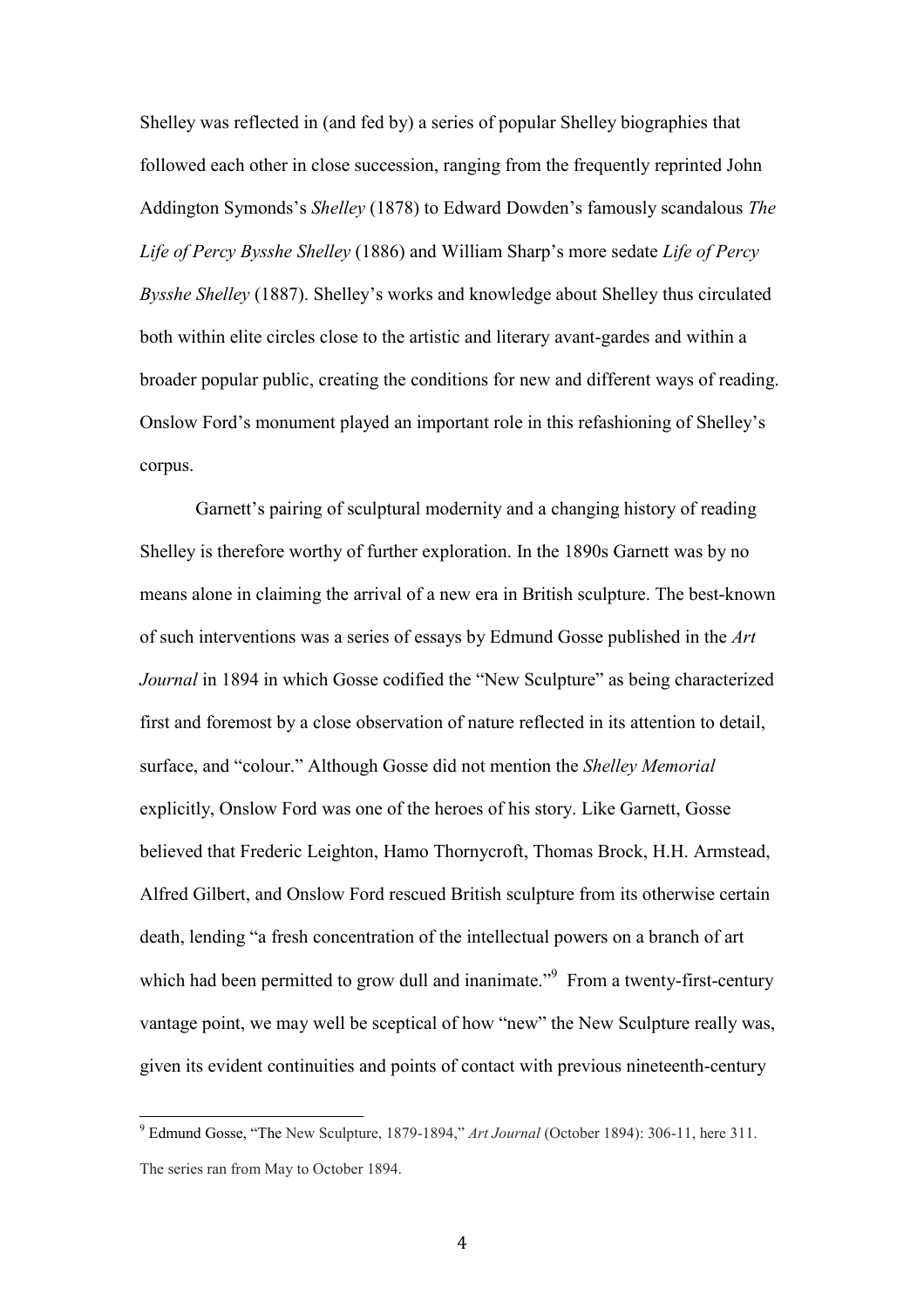Shelley was reflected in (and fed by) a series of popular Shelley biographies that followed each other in close succession, ranging from the frequently reprinted John Addington Symonds's *Shelley* (1878) to Edward Dowden's famously scandalous *The Life of Percy Bysshe Shelley* (1886) and William Sharp's more sedate *Life of Percy Bysshe Shelley* (1887). Shelley's works and knowledge about Shelley thus circulated both within elite circles close to the artistic and literary avant-gardes and within a broader popular public, creating the conditions for new and different ways of reading. Onslow Ford's monument played an important role in this refashioning of Shelley's corpus.

Garnett's pairing of sculptural modernity and a changing history of reading Shelley is therefore worthy of further exploration. In the 1890s Garnett was by no means alone in claiming the arrival of a new era in British sculpture. The best-known of such interventions was a series of essays by Edmund Gosse published in the *Art Journal* in 1894 in which Gosse codified the "New Sculpture" as being characterized first and foremost by a close observation of nature reflected in its attention to detail, surface, and "colour." Although Gosse did not mention the *Shelley Memorial* explicitly, Onslow Ford was one of the heroes of his story. Like Garnett, Gosse believed that Frederic Leighton, Hamo Thornycroft, Thomas Brock, H.H. Armstead, Alfred Gilbert, and Onslow Ford rescued British sculpture from its otherwise certain death, lending "a fresh concentration of the intellectual powers on a branch of art which had been permitted to grow dull and inanimate."[9] From a twenty-first-century vantage point, we may well be sceptical of how "new" the New Sculpture really was, given its evident continuities and points of contact with previous nineteenth-century

---

[9] Edmund Gosse, "The New Sculpture, 1879-1894," *Art Journal* (October 1894): 306-11, here 311. The series ran from May to October 1894.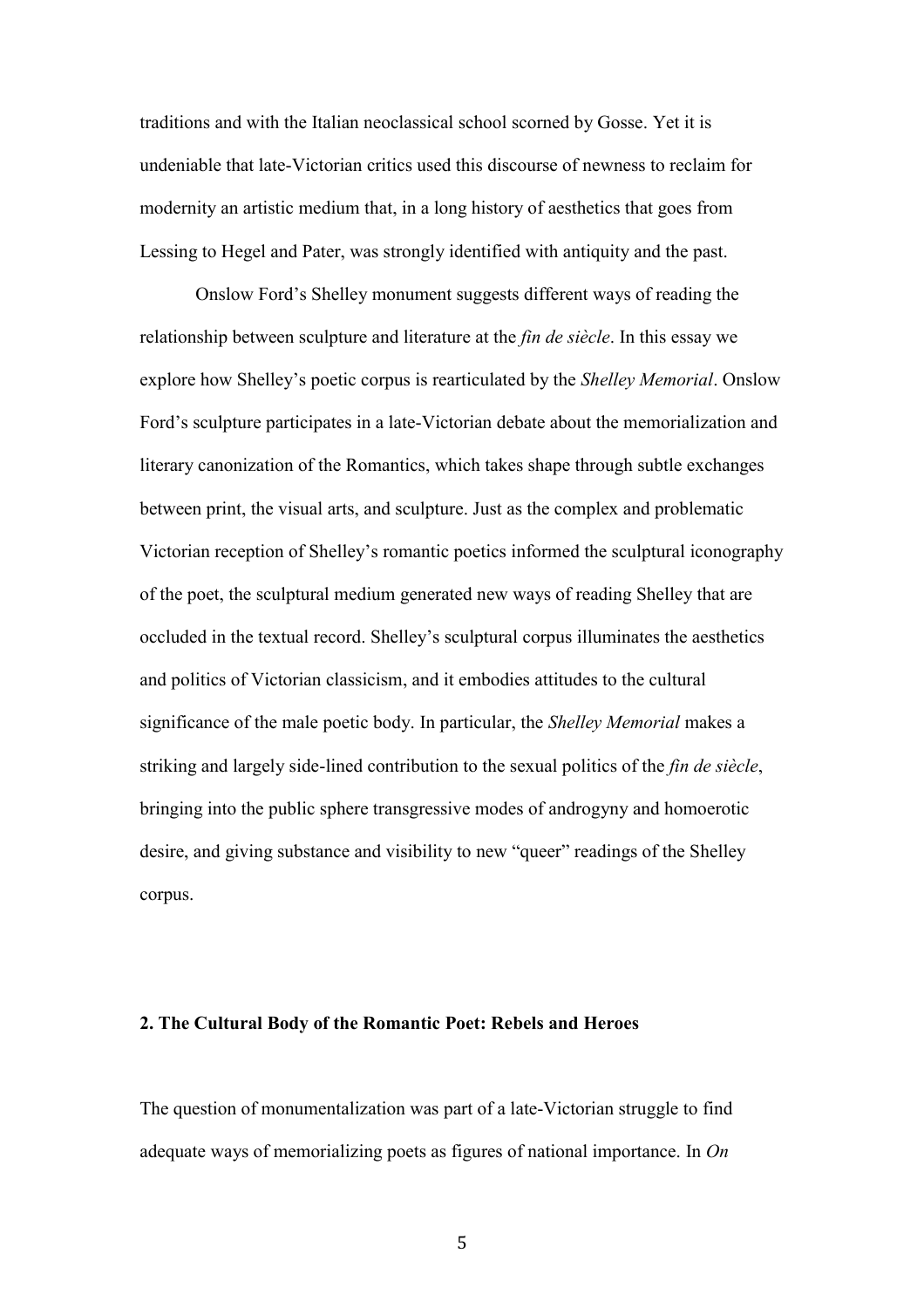traditions and with the Italian neoclassical school scorned by Gosse. Yet it is undeniable that late-Victorian critics used this discourse of newness to reclaim for modernity an artistic medium that, in a long history of aesthetics that goes from Lessing to Hegel and Pater, was strongly identified with antiquity and the past.

Onslow Ford's Shelley monument suggests different ways of reading the relationship between sculpture and literature at the *fin de siècle*. In this essay we explore how Shelley's poetic corpus is rearticulated by the *Shelley Memorial*. Onslow Ford's sculpture participates in a late-Victorian debate about the memorialization and literary canonization of the Romantics, which takes shape through subtle exchanges between print, the visual arts, and sculpture. Just as the complex and problematic Victorian reception of Shelley's romantic poetics informed the sculptural iconography of the poet, the sculptural medium generated new ways of reading Shelley that are occluded in the textual record. Shelley's sculptural corpus illuminates the aesthetics and politics of Victorian classicism, and it embodies attitudes to the cultural significance of the male poetic body. In particular, the *Shelley Memorial* makes a striking and largely side-lined contribution to the sexual politics of the *fin de siècle*, bringing into the public sphere transgressive modes of androgyny and homoerotic desire, and giving substance and visibility to new "queer" readings of the Shelley corpus.

## 2. The Cultural Body of the Romantic Poet: Rebels and Heroes

The question of monumentalization was part of a late-Victorian struggle to find adequate ways of memorializing poets as figures of national importance. In *On*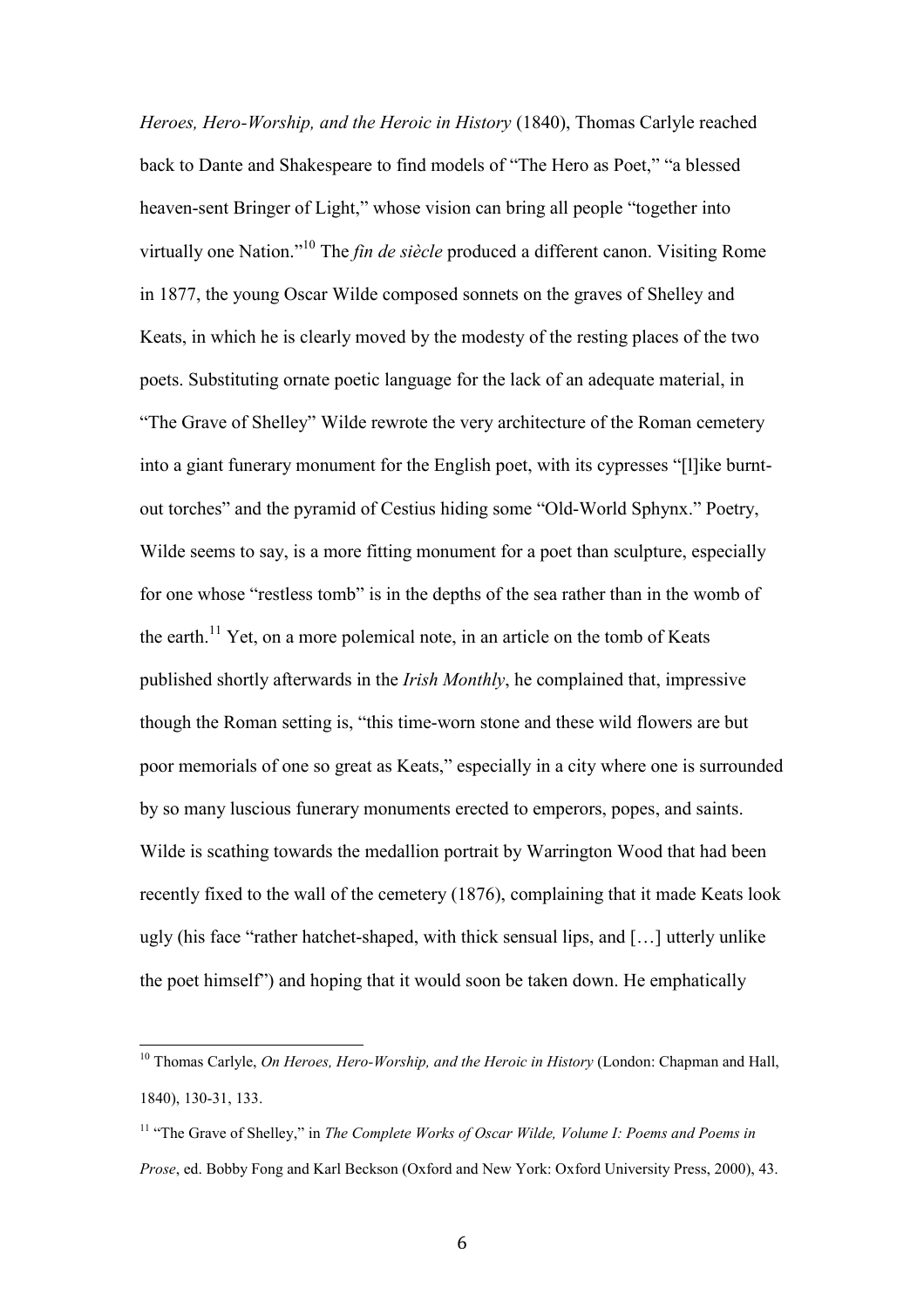*Heroes, Hero-Worship, and the Heroic in History* (1840), Thomas Carlyle reached back to Dante and Shakespeare to find models of "The Hero as Poet," "a blessed heaven-sent Bringer of Light," whose vision can bring all people "together into virtually one Nation."[10] The *fin de siècle* produced a different canon. Visiting Rome in 1877, the young Oscar Wilde composed sonnets on the graves of Shelley and Keats, in which he is clearly moved by the modesty of the resting places of the two poets. Substituting ornate poetic language for the lack of an adequate material, in "The Grave of Shelley" Wilde rewrote the very architecture of the Roman cemetery into a giant funerary monument for the English poet, with its cypresses "[l]ike burnt-out torches" and the pyramid of Cestius hiding some "Old-World Sphynx." Poetry, Wilde seems to say, is a more fitting monument for a poet than sculpture, especially for one whose "restless tomb" is in the depths of the sea rather than in the womb of the earth.[11] Yet, on a more polemical note, in an article on the tomb of Keats published shortly afterwards in the *Irish Monthly*, he complained that, impressive though the Roman setting is, "this time-worn stone and these wild flowers are but poor memorials of one so great as Keats," especially in a city where one is surrounded by so many luscious funerary monuments erected to emperors, popes, and saints. Wilde is scathing towards the medallion portrait by Warrington Wood that had been recently fixed to the wall of the cemetery (1876), complaining that it made Keats look ugly (his face "rather hatchet-shaped, with thick sensual lips, and […] utterly unlike the poet himself") and hoping that it would soon be taken down. He emphatically

---

[10] Thomas Carlyle, *On Heroes, Hero-Worship, and the Heroic in History* (London: Chapman and Hall, 1840), 130-31, 133.

[11] "The Grave of Shelley," in *The Complete Works of Oscar Wilde, Volume I: Poems and Poems in Prose*, ed. Bobby Fong and Karl Beckson (Oxford and New York: Oxford University Press, 2000), 43.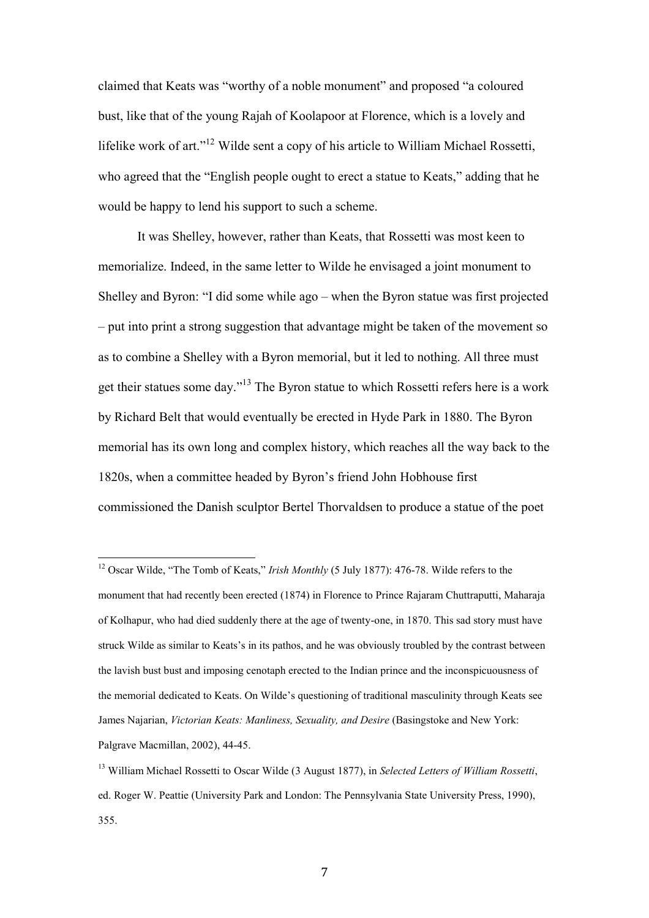claimed that Keats was "worthy of a noble monument" and proposed "a coloured bust, like that of the young Rajah of Koolapoor at Florence, which is a lovely and lifelike work of art."[12] Wilde sent a copy of his article to William Michael Rossetti, who agreed that the "English people ought to erect a statue to Keats," adding that he would be happy to lend his support to such a scheme.

It was Shelley, however, rather than Keats, that Rossetti was most keen to memorialize. Indeed, in the same letter to Wilde he envisaged a joint monument to Shelley and Byron: "I did some while ago – when the Byron statue was first projected – put into print a strong suggestion that advantage might be taken of the movement so as to combine a Shelley with a Byron memorial, but it led to nothing. All three must get their statues some day."[13] The Byron statue to which Rossetti refers here is a work by Richard Belt that would eventually be erected in Hyde Park in 1880. The Byron memorial has its own long and complex history, which reaches all the way back to the 1820s, when a committee headed by Byron's friend John Hobhouse first commissioned the Danish sculptor Bertel Thorvaldsen to produce a statue of the poet

---

[12] Oscar Wilde, "The Tomb of Keats," *Irish Monthly* (5 July 1877): 476-78. Wilde refers to the monument that had recently been erected (1874) in Florence to Prince Rajaram Chuttraputti, Maharaja of Kolhapur, who had died suddenly there at the age of twenty-one, in 1870. This sad story must have struck Wilde as similar to Keats's in its pathos, and he was obviously troubled by the contrast between the lavish bust bust and imposing cenotaph erected to the Indian prince and the inconspicuousness of the memorial dedicated to Keats. On Wilde's questioning of traditional masculinity through Keats see James Najarian, *Victorian Keats: Manliness, Sexuality, and Desire* (Basingstoke and New York: Palgrave Macmillan, 2002), 44-45.

[13] William Michael Rossetti to Oscar Wilde (3 August 1877), in *Selected Letters of William Rossetti*, ed. Roger W. Peattie (University Park and London: The Pennsylvania State University Press, 1990), 355.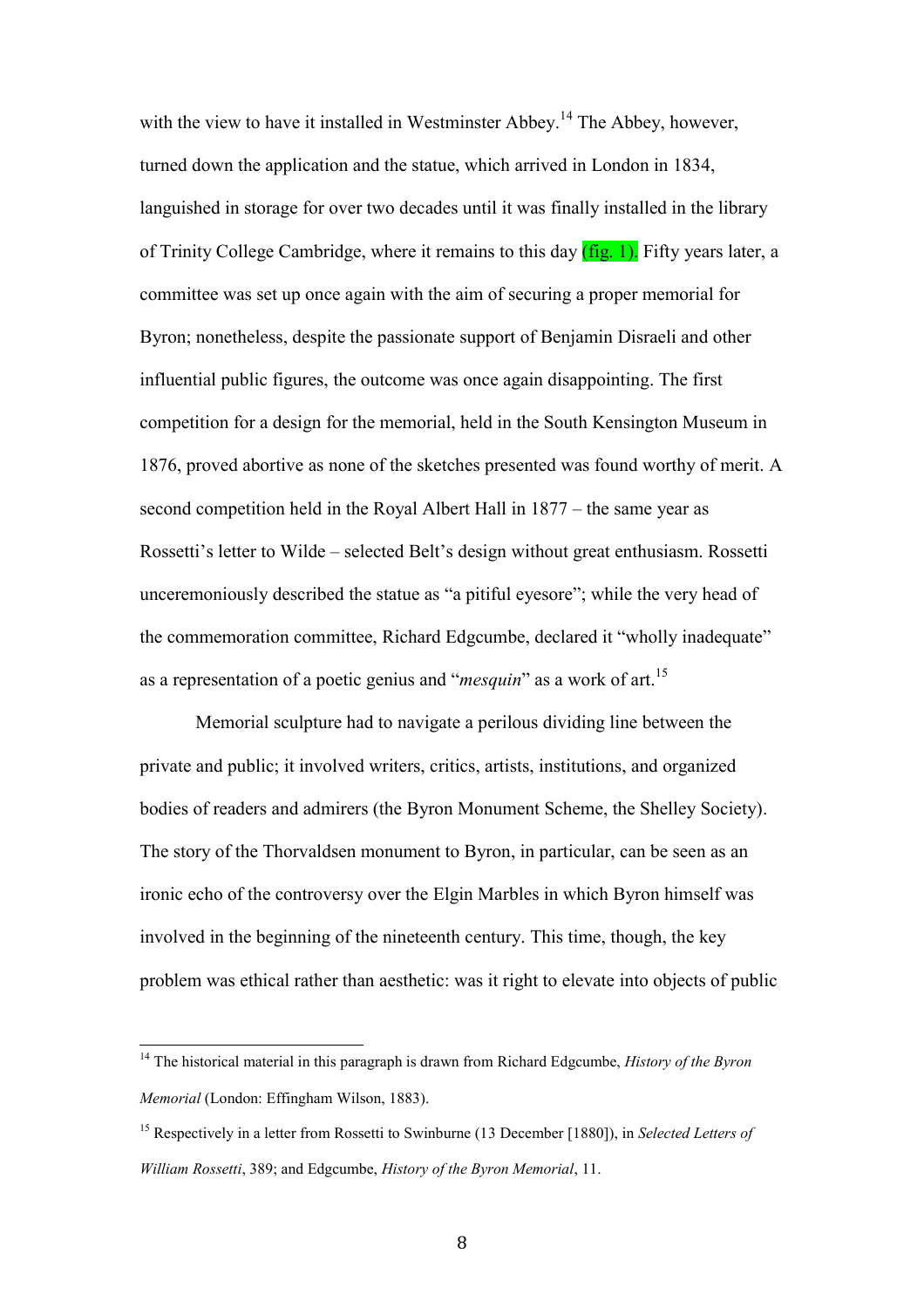with the view to have it installed in Westminster Abbey.[14] The Abbey, however, turned down the application and the statue, which arrived in London in 1834, languished in storage for over two decades until it was finally installed in the library of Trinity College Cambridge, where it remains to this day (fig. 1). Fifty years later, a committee was set up once again with the aim of securing a proper memorial for Byron; nonetheless, despite the passionate support of Benjamin Disraeli and other influential public figures, the outcome was once again disappointing. The first competition for a design for the memorial, held in the South Kensington Museum in 1876, proved abortive as none of the sketches presented was found worthy of merit. A second competition held in the Royal Albert Hall in 1877 – the same year as Rossetti's letter to Wilde – selected Belt's design without great enthusiasm. Rossetti unceremoniously described the statue as "a pitiful eyesore"; while the very head of the commemoration committee, Richard Edgcumbe, declared it "wholly inadequate" as a representation of a poetic genius and "*mesquin*" as a work of art.[15]

Memorial sculpture had to navigate a perilous dividing line between the private and public; it involved writers, critics, artists, institutions, and organized bodies of readers and admirers (the Byron Monument Scheme, the Shelley Society). The story of the Thorvaldsen monument to Byron, in particular, can be seen as an ironic echo of the controversy over the Elgin Marbles in which Byron himself was involved in the beginning of the nineteenth century. This time, though, the key problem was ethical rather than aesthetic: was it right to elevate into objects of public

---

[14] The historical material in this paragraph is drawn from Richard Edgcumbe, *History of the Byron Memorial* (London: Effingham Wilson, 1883).

[15] Respectively in a letter from Rossetti to Swinburne (13 December [1880]), in *Selected Letters of William Rossetti*, 389; and Edgcumbe, *History of the Byron Memorial*, 11.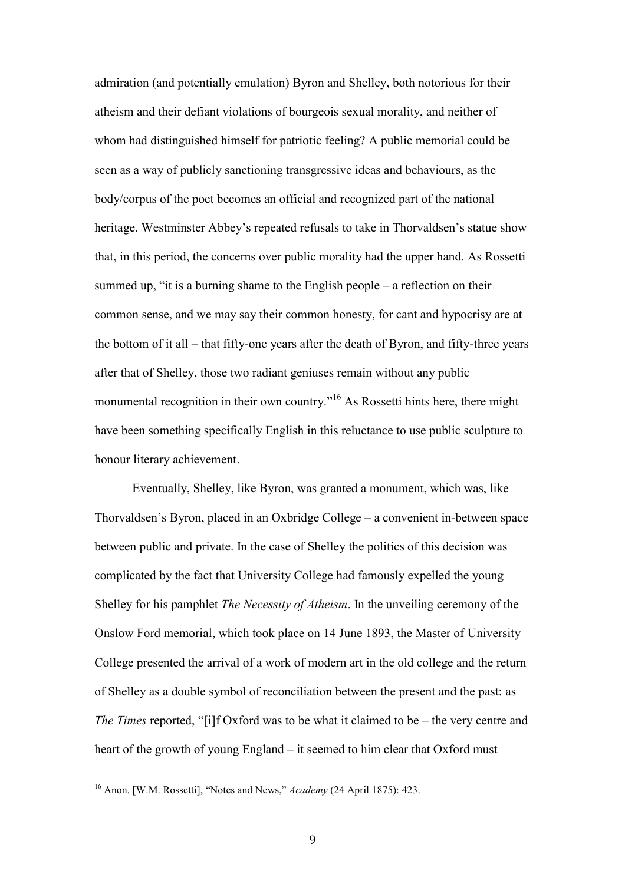admiration (and potentially emulation) Byron and Shelley, both notorious for their atheism and their defiant violations of bourgeois sexual morality, and neither of whom had distinguished himself for patriotic feeling? A public memorial could be seen as a way of publicly sanctioning transgressive ideas and behaviours, as the body/corpus of the poet becomes an official and recognized part of the national heritage. Westminster Abbey's repeated refusals to take in Thorvaldsen's statue show that, in this period, the concerns over public morality had the upper hand. As Rossetti summed up, "it is a burning shame to the English people – a reflection on their common sense, and we may say their common honesty, for cant and hypocrisy are at the bottom of it all – that fifty-one years after the death of Byron, and fifty-three years after that of Shelley, those two radiant geniuses remain without any public monumental recognition in their own country."[16] As Rossetti hints here, there might have been something specifically English in this reluctance to use public sculpture to honour literary achievement.

Eventually, Shelley, like Byron, was granted a monument, which was, like Thorvaldsen's Byron, placed in an Oxbridge College – a convenient in-between space between public and private. In the case of Shelley the politics of this decision was complicated by the fact that University College had famously expelled the young Shelley for his pamphlet *The Necessity of Atheism*. In the unveiling ceremony of the Onslow Ford memorial, which took place on 14 June 1893, the Master of University College presented the arrival of a work of modern art in the old college and the return of Shelley as a double symbol of reconciliation between the present and the past: as *The Times* reported, "[i]f Oxford was to be what it claimed to be – the very centre and heart of the growth of young England – it seemed to him clear that Oxford must

[16] Anon. [W.M. Rossetti], "Notes and News," *Academy* (24 April 1875): 423.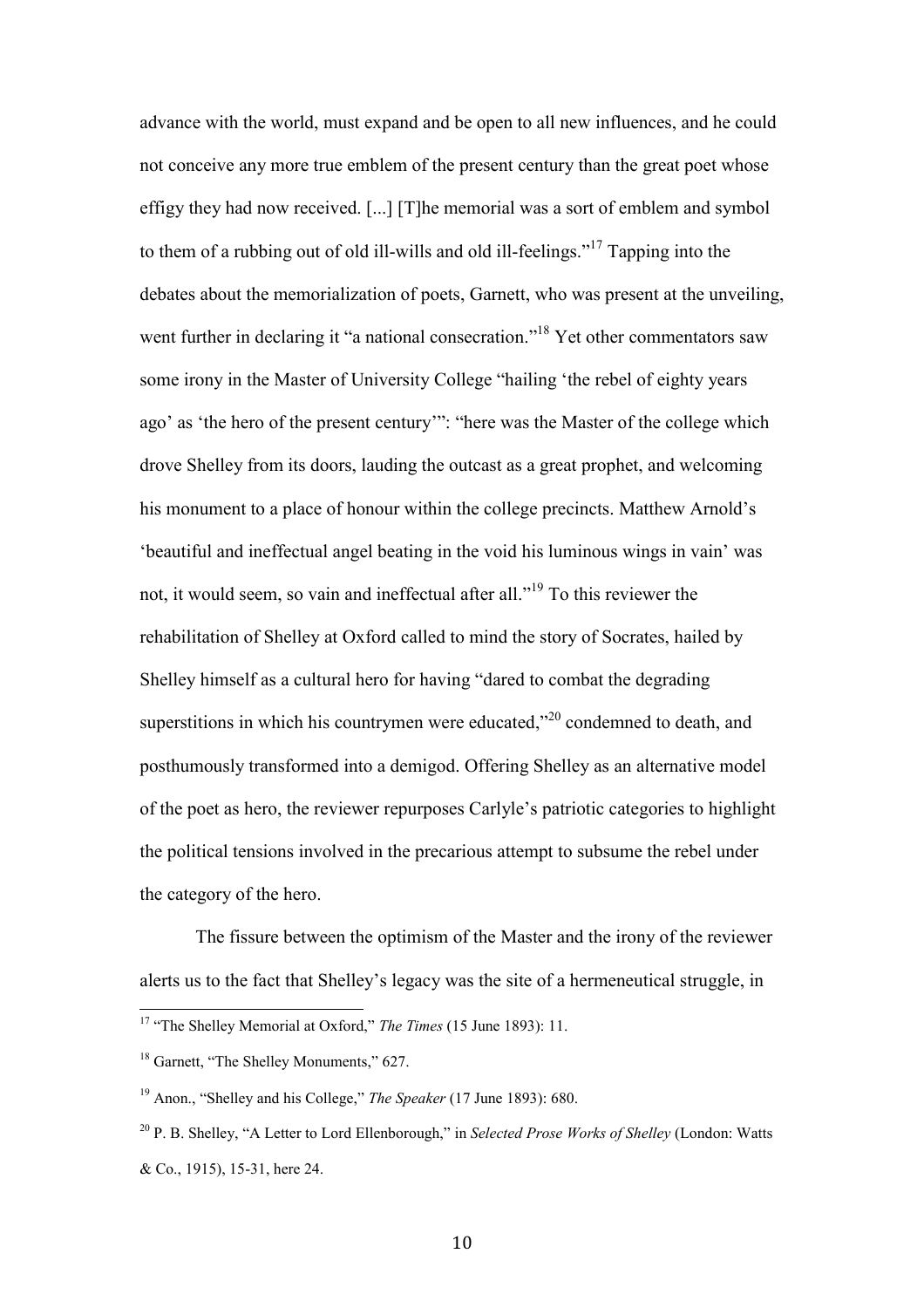advance with the world, must expand and be open to all new influences, and he could not conceive any more true emblem of the present century than the great poet whose effigy they had now received. [...] [T]he memorial was a sort of emblem and symbol to them of a rubbing out of old ill-wills and old ill-feelings."[17] Tapping into the debates about the memorialization of poets, Garnett, who was present at the unveiling, went further in declaring it "a national consecration."[18] Yet other commentators saw some irony in the Master of University College "hailing 'the rebel of eighty years ago' as 'the hero of the present century'": "here was the Master of the college which drove Shelley from its doors, lauding the outcast as a great prophet, and welcoming his monument to a place of honour within the college precincts. Matthew Arnold's 'beautiful and ineffectual angel beating in the void his luminous wings in vain' was not, it would seem, so vain and ineffectual after all."[19] To this reviewer the rehabilitation of Shelley at Oxford called to mind the story of Socrates, hailed by Shelley himself as a cultural hero for having "dared to combat the degrading superstitions in which his countrymen were educated,"[20] condemned to death, and posthumously transformed into a demigod. Offering Shelley as an alternative model of the poet as hero, the reviewer repurposes Carlyle's patriotic categories to highlight the political tensions involved in the precarious attempt to subsume the rebel under the category of the hero.

The fissure between the optimism of the Master and the irony of the reviewer alerts us to the fact that Shelley's legacy was the site of a hermeneutical struggle, in

---

[17] "The Shelley Memorial at Oxford," *The Times* (15 June 1893): 11.

[18] Garnett, "The Shelley Monuments," 627.

[19] Anon., "Shelley and his College," *The Speaker* (17 June 1893): 680.

[20] P. B. Shelley, "A Letter to Lord Ellenborough," in *Selected Prose Works of Shelley* (London: Watts & Co., 1915), 15-31, here 24.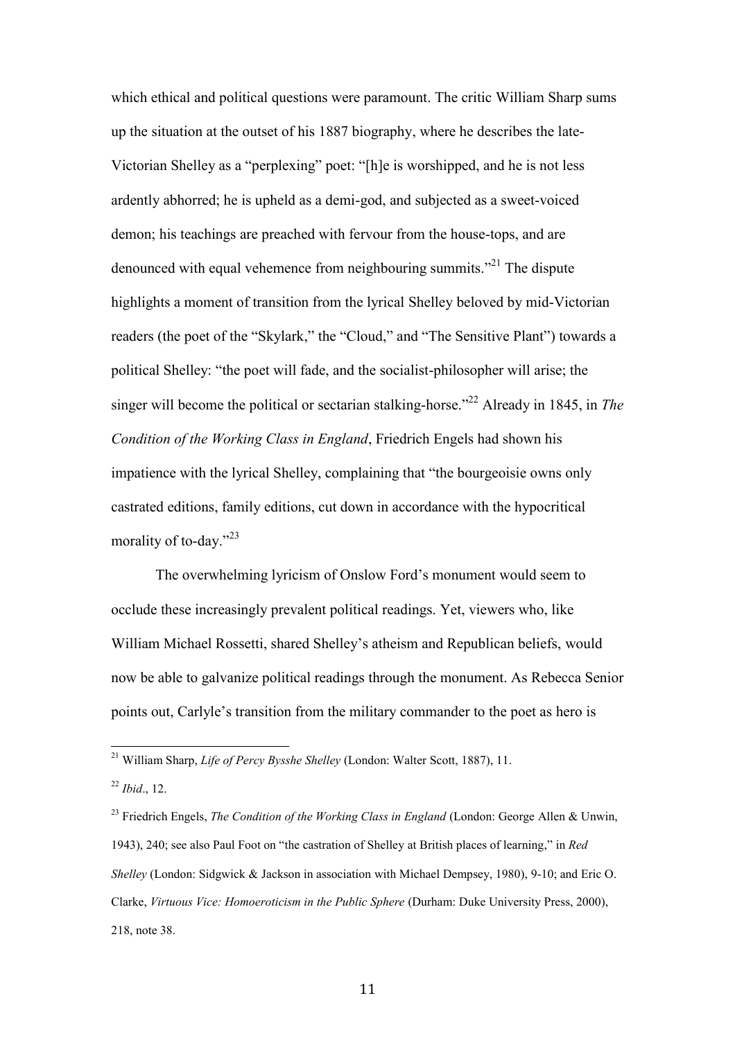which ethical and political questions were paramount. The critic William Sharp sums up the situation at the outset of his 1887 biography, where he describes the late-Victorian Shelley as a "perplexing" poet: "[h]e is worshipped, and he is not less ardently abhorred; he is upheld as a demi-god, and subjected as a sweet-voiced demon; his teachings are preached with fervour from the house-tops, and are denounced with equal vehemence from neighbouring summits."[21] The dispute highlights a moment of transition from the lyrical Shelley beloved by mid-Victorian readers (the poet of the "Skylark," the "Cloud," and "The Sensitive Plant") towards a political Shelley: "the poet will fade, and the socialist-philosopher will arise; the singer will become the political or sectarian stalking-horse."[22] Already in 1845, in *The Condition of the Working Class in England*, Friedrich Engels had shown his impatience with the lyrical Shelley, complaining that "the bourgeoisie owns only castrated editions, family editions, cut down in accordance with the hypocritical morality of to-day."[23]

The overwhelming lyricism of Onslow Ford's monument would seem to occlude these increasingly prevalent political readings. Yet, viewers who, like William Michael Rossetti, shared Shelley's atheism and Republican beliefs, would now be able to galvanize political readings through the monument. As Rebecca Senior points out, Carlyle's transition from the military commander to the poet as hero is

---

[21] William Sharp, *Life of Percy Bysshe Shelley* (London: Walter Scott, 1887), 11.

[22] *Ibid*., 12.

[23] Friedrich Engels, *The Condition of the Working Class in England* (London: George Allen & Unwin, 1943), 240; see also Paul Foot on "the castration of Shelley at British places of learning," in *Red Shelley* (London: Sidgwick & Jackson in association with Michael Dempsey, 1980), 9-10; and Eric O. Clarke, *Virtuous Vice: Homoeroticism in the Public Sphere* (Durham: Duke University Press, 2000), 218, note 38.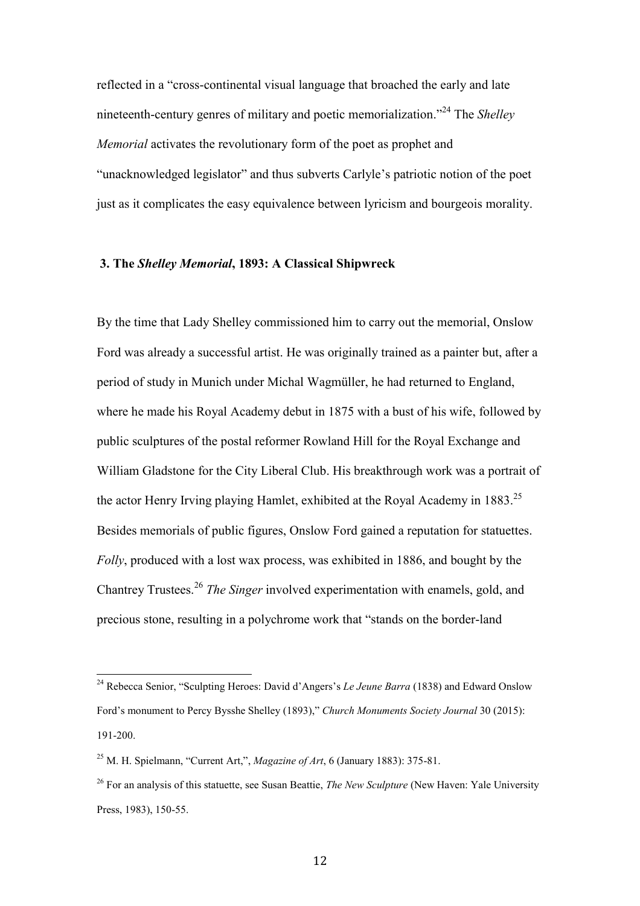reflected in a "cross-continental visual language that broached the early and late nineteenth-century genres of military and poetic memorialization."[24] The *Shelley Memorial* activates the revolutionary form of the poet as prophet and "unacknowledged legislator" and thus subverts Carlyle's patriotic notion of the poet just as it complicates the easy equivalence between lyricism and bourgeois morality.

### 3. The *Shelley Memorial*, 1893: A Classical Shipwreck

By the time that Lady Shelley commissioned him to carry out the memorial, Onslow Ford was already a successful artist. He was originally trained as a painter but, after a period of study in Munich under Michal Wagmüller, he had returned to England, where he made his Royal Academy debut in 1875 with a bust of his wife, followed by public sculptures of the postal reformer Rowland Hill for the Royal Exchange and William Gladstone for the City Liberal Club. His breakthrough work was a portrait of the actor Henry Irving playing Hamlet, exhibited at the Royal Academy in 1883.[25] Besides memorials of public figures, Onslow Ford gained a reputation for statuettes. *Folly*, produced with a lost wax process, was exhibited in 1886, and bought by the Chantrey Trustees.[26] *The Singer* involved experimentation with enamels, gold, and precious stone, resulting in a polychrome work that "stands on the border-land

---

[24] Rebecca Senior, "Sculpting Heroes: David d'Angers's *Le Jeune Barra* (1838) and Edward Onslow Ford's monument to Percy Bysshe Shelley (1893)," *Church Monuments Society Journal* 30 (2015): 191-200.

[25] M. H. Spielmann, "Current Art,", *Magazine of Art*, 6 (January 1883): 375-81.

[26] For an analysis of this statuette, see Susan Beattie, *The New Sculpture* (New Haven: Yale University Press, 1983), 150-55.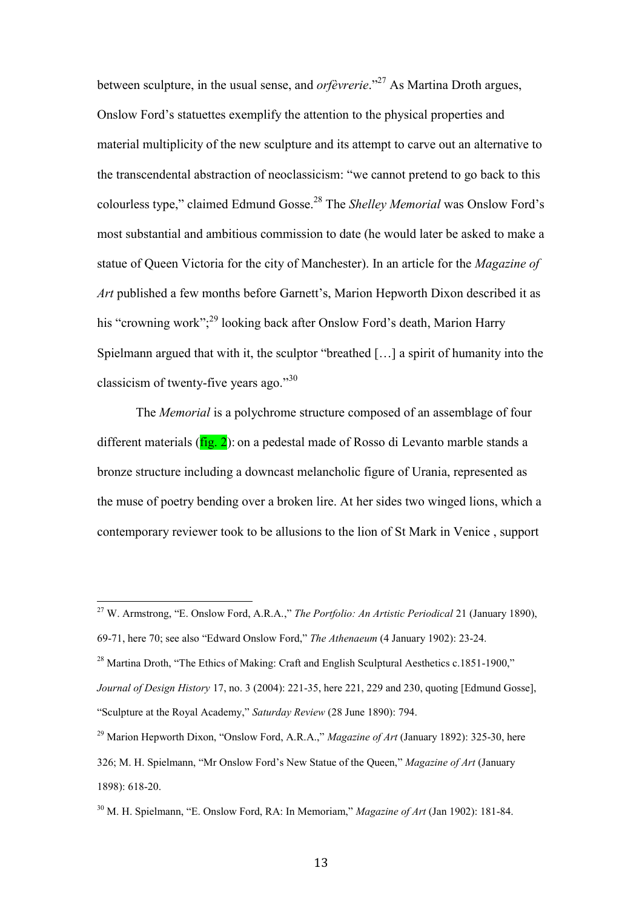between sculpture, in the usual sense, and *orfèvrerie*."[27] As Martina Droth argues, Onslow Ford's statuettes exemplify the attention to the physical properties and material multiplicity of the new sculpture and its attempt to carve out an alternative to the transcendental abstraction of neoclassicism: "we cannot pretend to go back to this colourless type," claimed Edmund Gosse.[28] The *Shelley Memorial* was Onslow Ford's most substantial and ambitious commission to date (he would later be asked to make a statue of Queen Victoria for the city of Manchester). In an article for the *Magazine of Art* published a few months before Garnett's, Marion Hepworth Dixon described it as his "crowning work";[29] looking back after Onslow Ford's death, Marion Harry Spielmann argued that with it, the sculptor "breathed […] a spirit of humanity into the classicism of twenty-five years ago."[30]

The *Memorial* is a polychrome structure composed of an assemblage of four different materials (fig. 2): on a pedestal made of Rosso di Levanto marble stands a bronze structure including a downcast melancholic figure of Urania, represented as the muse of poetry bending over a broken lire. At her sides two winged lions, which a contemporary reviewer took to be allusions to the lion of St Mark in Venice , support

---

[27] W. Armstrong, "E. Onslow Ford, A.R.A.," *The Portfolio: An Artistic Periodical* 21 (January 1890), 69-71, here 70; see also "Edward Onslow Ford," *The Athenaeum* (4 January 1902): 23-24.

[28] Martina Droth, "The Ethics of Making: Craft and English Sculptural Aesthetics c.1851-1900," *Journal of Design History* 17, no. 3 (2004): 221-35, here 221, 229 and 230, quoting [Edmund Gosse], "Sculpture at the Royal Academy," *Saturday Review* (28 June 1890): 794.

[29] Marion Hepworth Dixon, "Onslow Ford, A.R.A.," *Magazine of Art* (January 1892): 325-30, here 326; M. H. Spielmann, "Mr Onslow Ford's New Statue of the Queen," *Magazine of Art* (January 1898): 618-20.

[30] M. H. Spielmann, "E. Onslow Ford, RA: In Memoriam," *Magazine of Art* (Jan 1902): 181-84.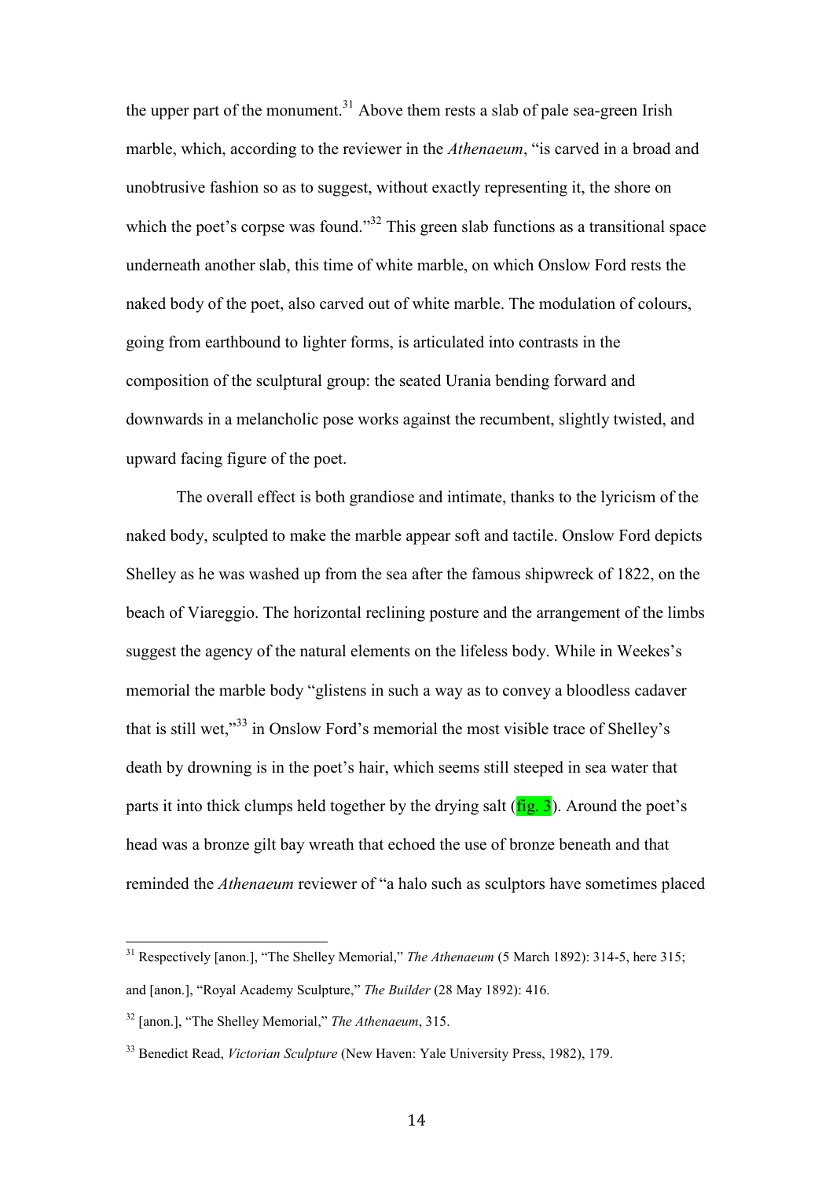the upper part of the monument.[31] Above them rests a slab of pale sea-green Irish marble, which, according to the reviewer in the *Athenaeum*, "is carved in a broad and unobtrusive fashion so as to suggest, without exactly representing it, the shore on which the poet's corpse was found."[32] This green slab functions as a transitional space underneath another slab, this time of white marble, on which Onslow Ford rests the naked body of the poet, also carved out of white marble. The modulation of colours, going from earthbound to lighter forms, is articulated into contrasts in the composition of the sculptural group: the seated Urania bending forward and downwards in a melancholic pose works against the recumbent, slightly twisted, and upward facing figure of the poet.

The overall effect is both grandiose and intimate, thanks to the lyricism of the naked body, sculpted to make the marble appear soft and tactile. Onslow Ford depicts Shelley as he was washed up from the sea after the famous shipwreck of 1822, on the beach of Viareggio. The horizontal reclining posture and the arrangement of the limbs suggest the agency of the natural elements on the lifeless body. While in Weekes's memorial the marble body "glistens in such a way as to convey a bloodless cadaver that is still wet,"[33] in Onslow Ford's memorial the most visible trace of Shelley's death by drowning is in the poet's hair, which seems still steeped in sea water that parts it into thick clumps held together by the drying salt (fig. 3). Around the poet's head was a bronze gilt bay wreath that echoed the use of bronze beneath and that reminded the *Athenaeum* reviewer of "a halo such as sculptors have sometimes placed

---

[31] Respectively [anon.], "The Shelley Memorial," *The Athenaeum* (5 March 1892): 314-5, here 315; and [anon.], "Royal Academy Sculpture," *The Builder* (28 May 1892): 416.

[32] [anon.], "The Shelley Memorial," *The Athenaeum*, 315.

[33] Benedict Read, *Victorian Sculpture* (New Haven: Yale University Press, 1982), 179.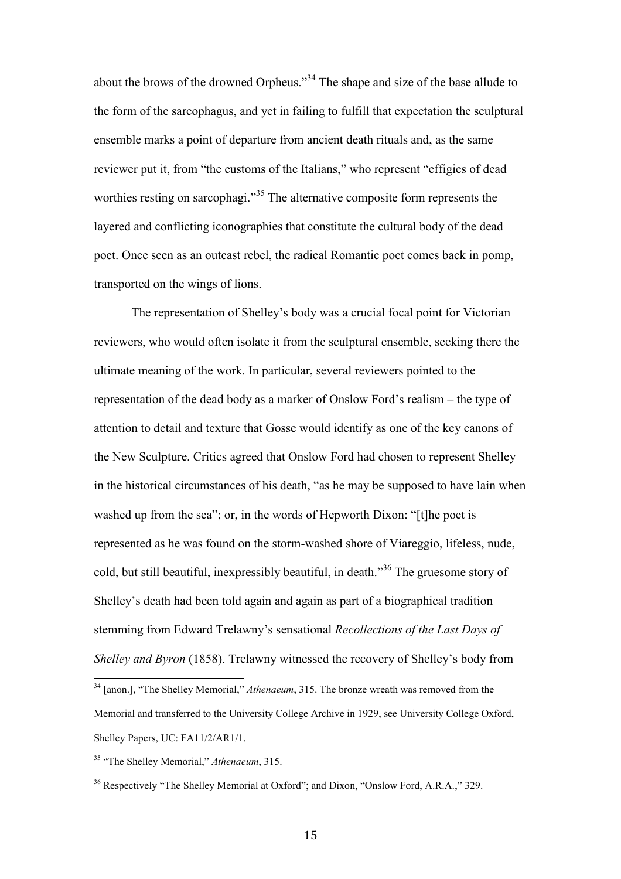about the brows of the drowned Orpheus."[34] The shape and size of the base allude to the form of the sarcophagus, and yet in failing to fulfill that expectation the sculptural ensemble marks a point of departure from ancient death rituals and, as the same reviewer put it, from "the customs of the Italians," who represent "effigies of dead worthies resting on sarcophagi."[35] The alternative composite form represents the layered and conflicting iconographies that constitute the cultural body of the dead poet. Once seen as an outcast rebel, the radical Romantic poet comes back in pomp, transported on the wings of lions.

The representation of Shelley's body was a crucial focal point for Victorian reviewers, who would often isolate it from the sculptural ensemble, seeking there the ultimate meaning of the work. In particular, several reviewers pointed to the representation of the dead body as a marker of Onslow Ford's realism – the type of attention to detail and texture that Gosse would identify as one of the key canons of the New Sculpture. Critics agreed that Onslow Ford had chosen to represent Shelley in the historical circumstances of his death, "as he may be supposed to have lain when washed up from the sea"; or, in the words of Hepworth Dixon: "[t]he poet is represented as he was found on the storm-washed shore of Viareggio, lifeless, nude, cold, but still beautiful, inexpressibly beautiful, in death."[36] The gruesome story of Shelley's death had been told again and again as part of a biographical tradition stemming from Edward Trelawny's sensational *Recollections of the Last Days of Shelley and Byron* (1858). Trelawny witnessed the recovery of Shelley's body from

---

[34] [anon.], "The Shelley Memorial," *Athenaeum*, 315. The bronze wreath was removed from the Memorial and transferred to the University College Archive in 1929, see University College Oxford, Shelley Papers, UC: FA11/2/AR1/1.

[35] "The Shelley Memorial," *Athenaeum*, 315.

[36] Respectively "The Shelley Memorial at Oxford"; and Dixon, "Onslow Ford, A.R.A.," 329.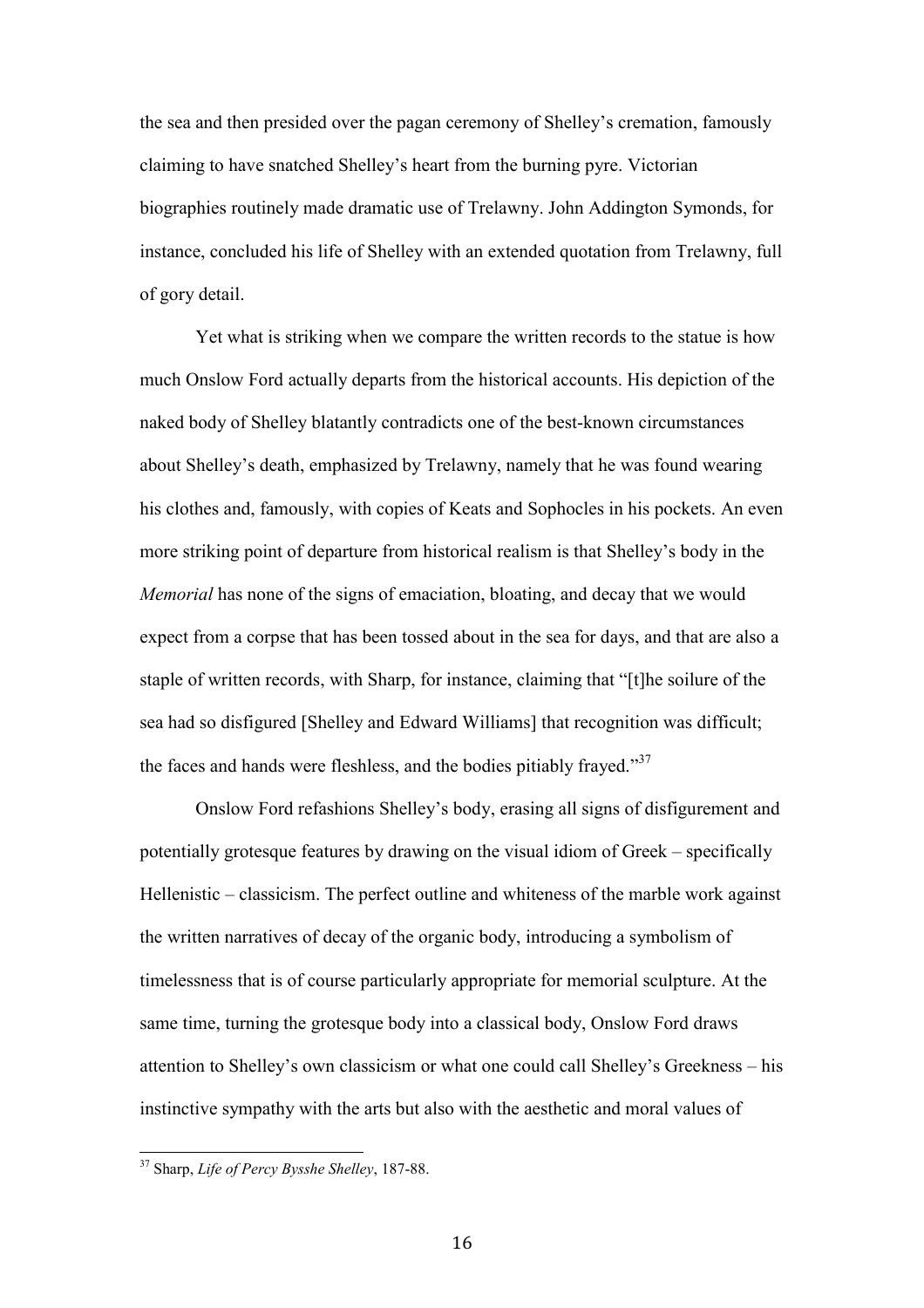the sea and then presided over the pagan ceremony of Shelley's cremation, famously claiming to have snatched Shelley's heart from the burning pyre. Victorian biographies routinely made dramatic use of Trelawny. John Addington Symonds, for instance, concluded his life of Shelley with an extended quotation from Trelawny, full of gory detail.

Yet what is striking when we compare the written records to the statue is how much Onslow Ford actually departs from the historical accounts. His depiction of the naked body of Shelley blatantly contradicts one of the best-known circumstances about Shelley's death, emphasized by Trelawny, namely that he was found wearing his clothes and, famously, with copies of Keats and Sophocles in his pockets. An even more striking point of departure from historical realism is that Shelley's body in the *Memorial* has none of the signs of emaciation, bloating, and decay that we would expect from a corpse that has been tossed about in the sea for days, and that are also a staple of written records, with Sharp, for instance, claiming that "[t]he soilure of the sea had so disfigured [Shelley and Edward Williams] that recognition was difficult; the faces and hands were fleshless, and the bodies pitiably frayed."[37]

Onslow Ford refashions Shelley's body, erasing all signs of disfigurement and potentially grotesque features by drawing on the visual idiom of Greek – specifically Hellenistic – classicism. The perfect outline and whiteness of the marble work against the written narratives of decay of the organic body, introducing a symbolism of timelessness that is of course particularly appropriate for memorial sculpture. At the same time, turning the grotesque body into a classical body, Onslow Ford draws attention to Shelley's own classicism or what one could call Shelley's Greekness – his instinctive sympathy with the arts but also with the aesthetic and moral values of

---

[37] Sharp, *Life of Percy Bysshe Shelley*, 187-88.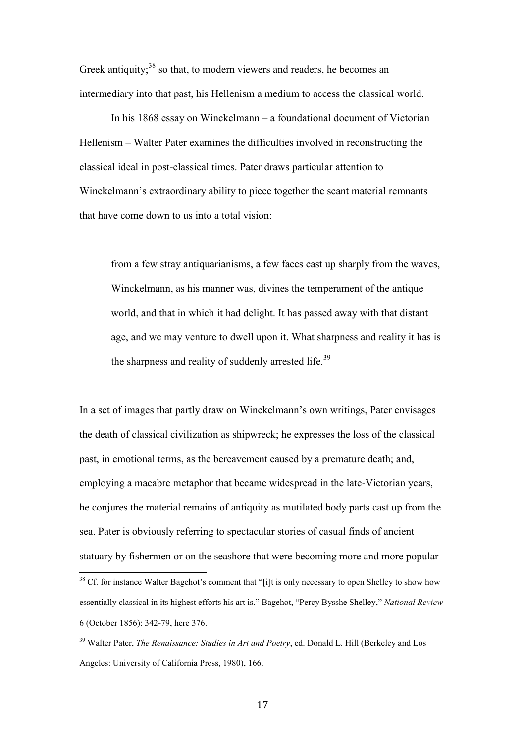Greek antiquity;[38] so that, to modern viewers and readers, he becomes an intermediary into that past, his Hellenism a medium to access the classical world.

In his 1868 essay on Winckelmann – a foundational document of Victorian Hellenism – Walter Pater examines the difficulties involved in reconstructing the classical ideal in post-classical times. Pater draws particular attention to Winckelmann's extraordinary ability to piece together the scant material remnants that have come down to us into a total vision:

> from a few stray antiquarianisms, a few faces cast up sharply from the waves, Winckelmann, as his manner was, divines the temperament of the antique world, and that in which it had delight. It has passed away with that distant age, and we may venture to dwell upon it. What sharpness and reality it has is the sharpness and reality of suddenly arrested life.[39]

In a set of images that partly draw on Winckelmann's own writings, Pater envisages the death of classical civilization as shipwreck; he expresses the loss of the classical past, in emotional terms, as the bereavement caused by a premature death; and, employing a macabre metaphor that became widespread in the late-Victorian years, he conjures the material remains of antiquity as mutilated body parts cast up from the sea. Pater is obviously referring to spectacular stories of casual finds of ancient statuary by fishermen or on the seashore that were becoming more and more popular

---

[38] Cf. for instance Walter Bagehot's comment that "[i]t is only necessary to open Shelley to show how essentially classical in its highest efforts his art is." Bagehot, "Percy Bysshe Shelley," *National Review* 6 (October 1856): 342-79, here 376.

[39] Walter Pater, *The Renaissance: Studies in Art and Poetry*, ed. Donald L. Hill (Berkeley and Los Angeles: University of California Press, 1980), 166.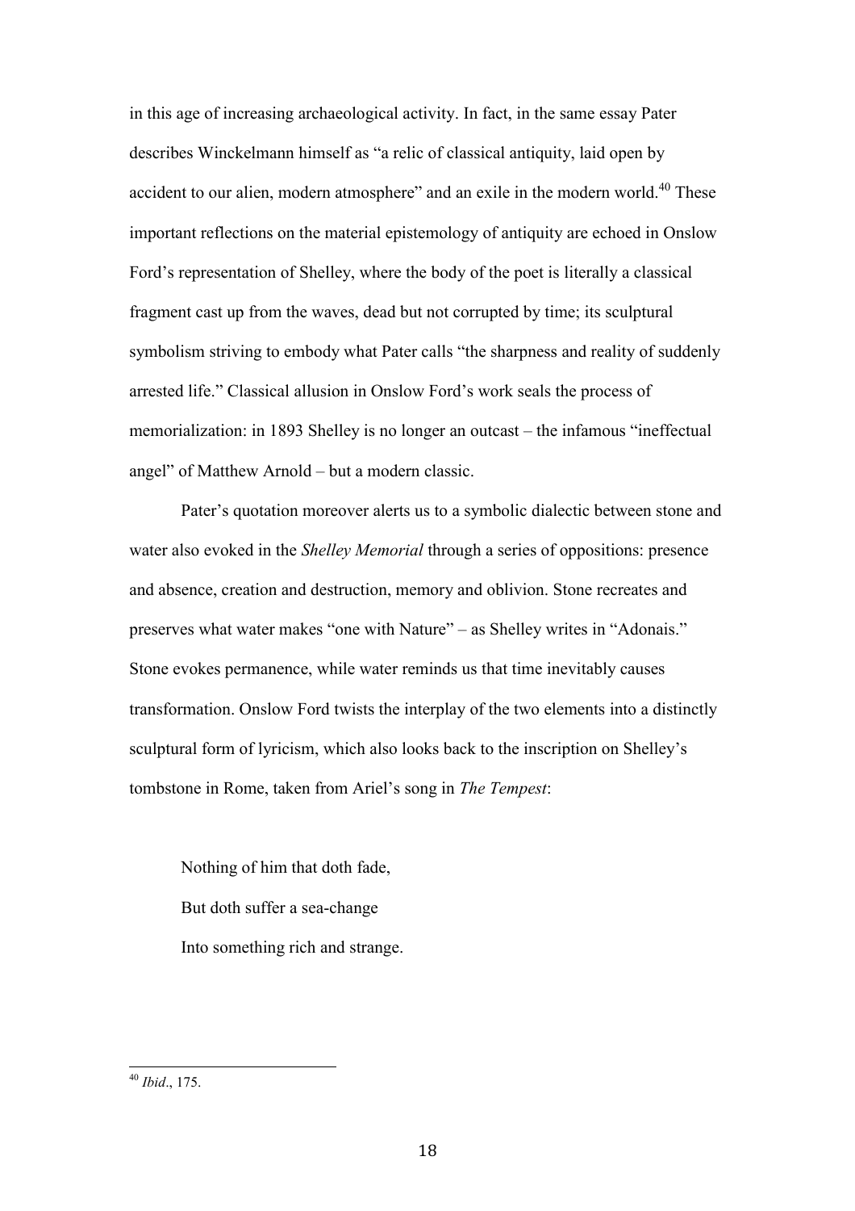in this age of increasing archaeological activity. In fact, in the same essay Pater describes Winckelmann himself as "a relic of classical antiquity, laid open by accident to our alien, modern atmosphere" and an exile in the modern world.[40] These important reflections on the material epistemology of antiquity are echoed in Onslow Ford's representation of Shelley, where the body of the poet is literally a classical fragment cast up from the waves, dead but not corrupted by time; its sculptural symbolism striving to embody what Pater calls "the sharpness and reality of suddenly arrested life." Classical allusion in Onslow Ford's work seals the process of memorialization: in 1893 Shelley is no longer an outcast – the infamous "ineffectual angel" of Matthew Arnold – but a modern classic.

Pater's quotation moreover alerts us to a symbolic dialectic between stone and water also evoked in the *Shelley Memorial* through a series of oppositions: presence and absence, creation and destruction, memory and oblivion. Stone recreates and preserves what water makes "one with Nature" – as Shelley writes in "Adonais." Stone evokes permanence, while water reminds us that time inevitably causes transformation. Onslow Ford twists the interplay of the two elements into a distinctly sculptural form of lyricism, which also looks back to the inscription on Shelley's tombstone in Rome, taken from Ariel's song in *The Tempest*:

> Nothing of him that doth fade,
> But doth suffer a sea-change
> Into something rich and strange.

---

[40] *Ibid*., 175.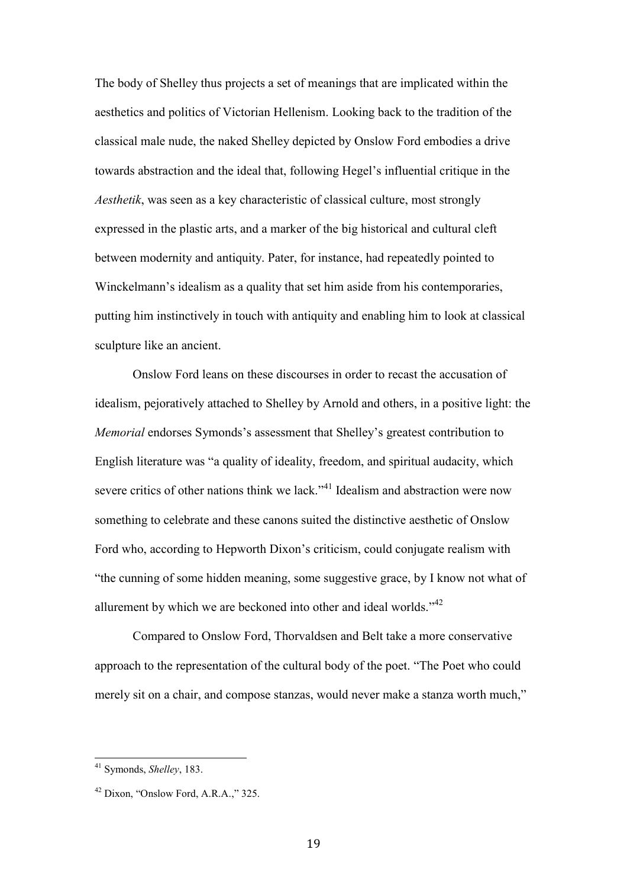The body of Shelley thus projects a set of meanings that are implicated within the aesthetics and politics of Victorian Hellenism. Looking back to the tradition of the classical male nude, the naked Shelley depicted by Onslow Ford embodies a drive towards abstraction and the ideal that, following Hegel's influential critique in the *Aesthetik*, was seen as a key characteristic of classical culture, most strongly expressed in the plastic arts, and a marker of the big historical and cultural cleft between modernity and antiquity. Pater, for instance, had repeatedly pointed to Winckelmann's idealism as a quality that set him aside from his contemporaries, putting him instinctively in touch with antiquity and enabling him to look at classical sculpture like an ancient.

Onslow Ford leans on these discourses in order to recast the accusation of idealism, pejoratively attached to Shelley by Arnold and others, in a positive light: the *Memorial* endorses Symonds's assessment that Shelley's greatest contribution to English literature was "a quality of ideality, freedom, and spiritual audacity, which severe critics of other nations think we lack."[41] Idealism and abstraction were now something to celebrate and these canons suited the distinctive aesthetic of Onslow Ford who, according to Hepworth Dixon's criticism, could conjugate realism with "the cunning of some hidden meaning, some suggestive grace, by I know not what of allurement by which we are beckoned into other and ideal worlds."[42]

Compared to Onslow Ford, Thorvaldsen and Belt take a more conservative approach to the representation of the cultural body of the poet. "The Poet who could merely sit on a chair, and compose stanzas, would never make a stanza worth much,"

---

[41] Symonds, *Shelley*, 183.

[42] Dixon, "Onslow Ford, A.R.A.," 325.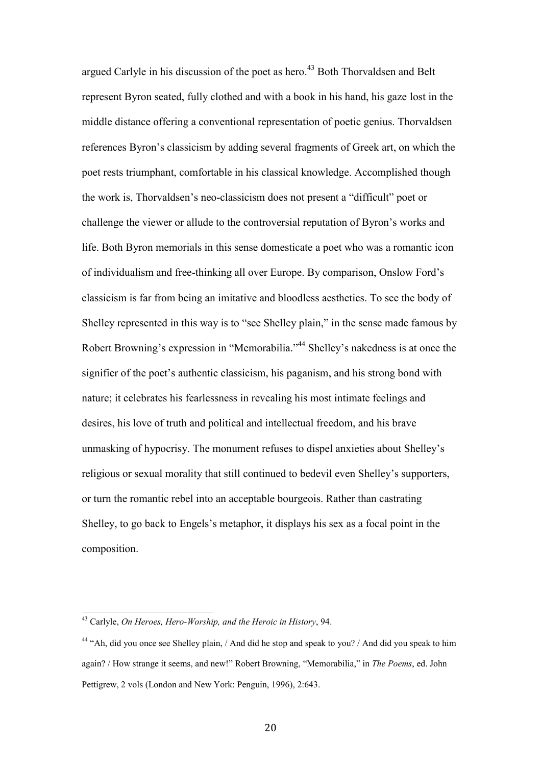argued Carlyle in his discussion of the poet as hero.[43] Both Thorvaldsen and Belt represent Byron seated, fully clothed and with a book in his hand, his gaze lost in the middle distance offering a conventional representation of poetic genius. Thorvaldsen references Byron's classicism by adding several fragments of Greek art, on which the poet rests triumphant, comfortable in his classical knowledge. Accomplished though the work is, Thorvaldsen's neo-classicism does not present a "difficult" poet or challenge the viewer or allude to the controversial reputation of Byron's works and life. Both Byron memorials in this sense domesticate a poet who was a romantic icon of individualism and free-thinking all over Europe. By comparison, Onslow Ford's classicism is far from being an imitative and bloodless aesthetics. To see the body of Shelley represented in this way is to "see Shelley plain," in the sense made famous by Robert Browning's expression in "Memorabilia."[44] Shelley's nakedness is at once the signifier of the poet's authentic classicism, his paganism, and his strong bond with nature; it celebrates his fearlessness in revealing his most intimate feelings and desires, his love of truth and political and intellectual freedom, and his brave unmasking of hypocrisy. The monument refuses to dispel anxieties about Shelley's religious or sexual morality that still continued to bedevil even Shelley's supporters, or turn the romantic rebel into an acceptable bourgeois. Rather than castrating Shelley, to go back to Engels's metaphor, it displays his sex as a focal point in the composition.

---

[43] Carlyle, *On Heroes, Hero-Worship, and the Heroic in History*, 94.

[44] "Ah, did you once see Shelley plain, / And did he stop and speak to you? / And did you speak to him again? / How strange it seems, and new!" Robert Browning, "Memorabilia," in *The Poems*, ed. John Pettigrew, 2 vols (London and New York: Penguin, 1996), 2:643.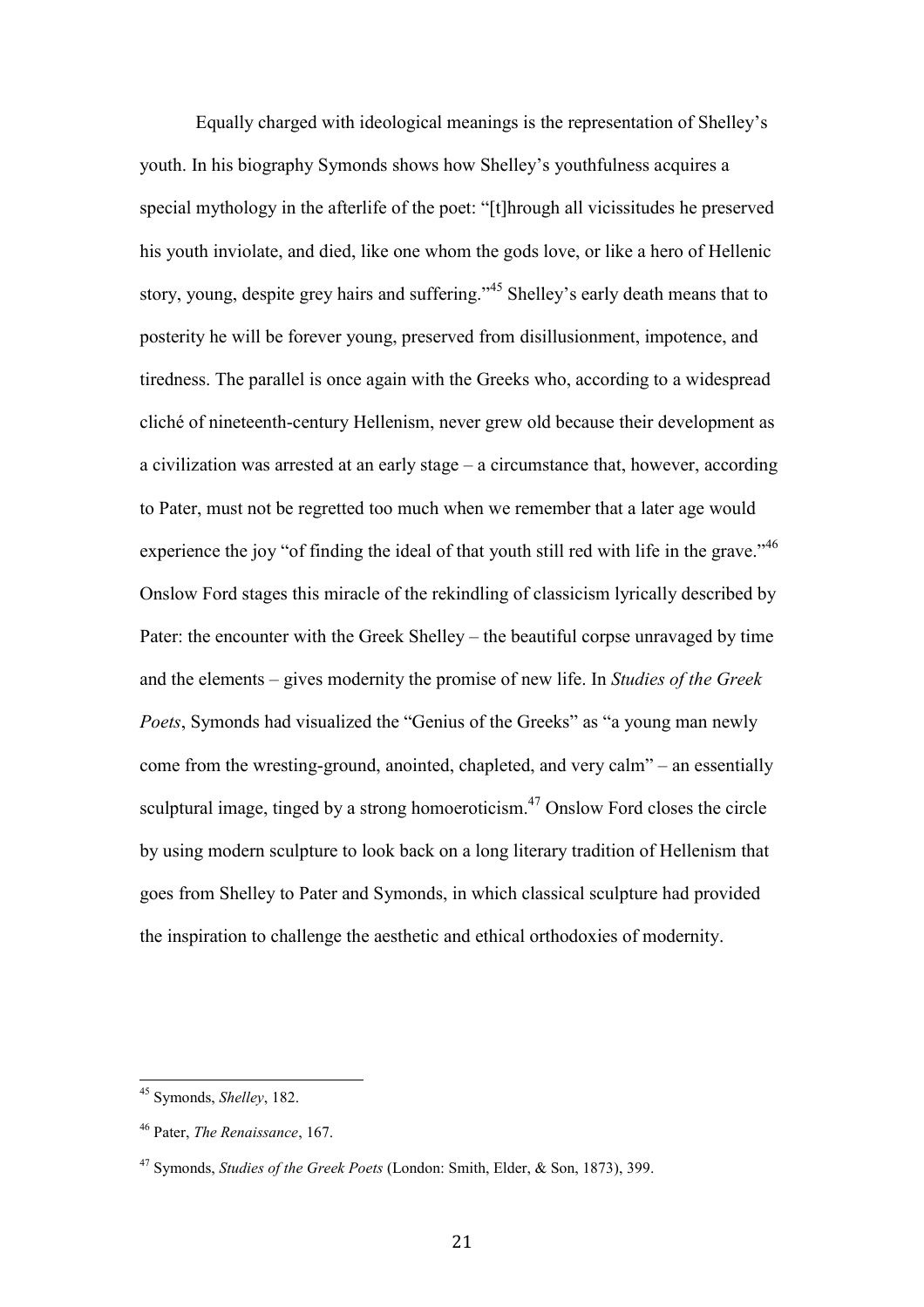Equally charged with ideological meanings is the representation of Shelley's youth. In his biography Symonds shows how Shelley's youthfulness acquires a special mythology in the afterlife of the poet: "[t]hrough all vicissitudes he preserved his youth inviolate, and died, like one whom the gods love, or like a hero of Hellenic story, young, despite grey hairs and suffering."[45] Shelley's early death means that to posterity he will be forever young, preserved from disillusionment, impotence, and tiredness. The parallel is once again with the Greeks who, according to a widespread cliché of nineteenth-century Hellenism, never grew old because their development as a civilization was arrested at an early stage – a circumstance that, however, according to Pater, must not be regretted too much when we remember that a later age would experience the joy "of finding the ideal of that youth still red with life in the grave."[46] Onslow Ford stages this miracle of the rekindling of classicism lyrically described by Pater: the encounter with the Greek Shelley – the beautiful corpse unravaged by time and the elements – gives modernity the promise of new life. In *Studies of the Greek Poets*, Symonds had visualized the "Genius of the Greeks" as "a young man newly come from the wresting-ground, anointed, chapleted, and very calm" – an essentially sculptural image, tinged by a strong homoeroticism.[47] Onslow Ford closes the circle by using modern sculpture to look back on a long literary tradition of Hellenism that goes from Shelley to Pater and Symonds, in which classical sculpture had provided the inspiration to challenge the aesthetic and ethical orthodoxies of modernity.

---

[45] Symonds, *Shelley*, 182.

[46] Pater, *The Renaissance*, 167.

[47] Symonds, *Studies of the Greek Poets* (London: Smith, Elder, & Son, 1873), 399.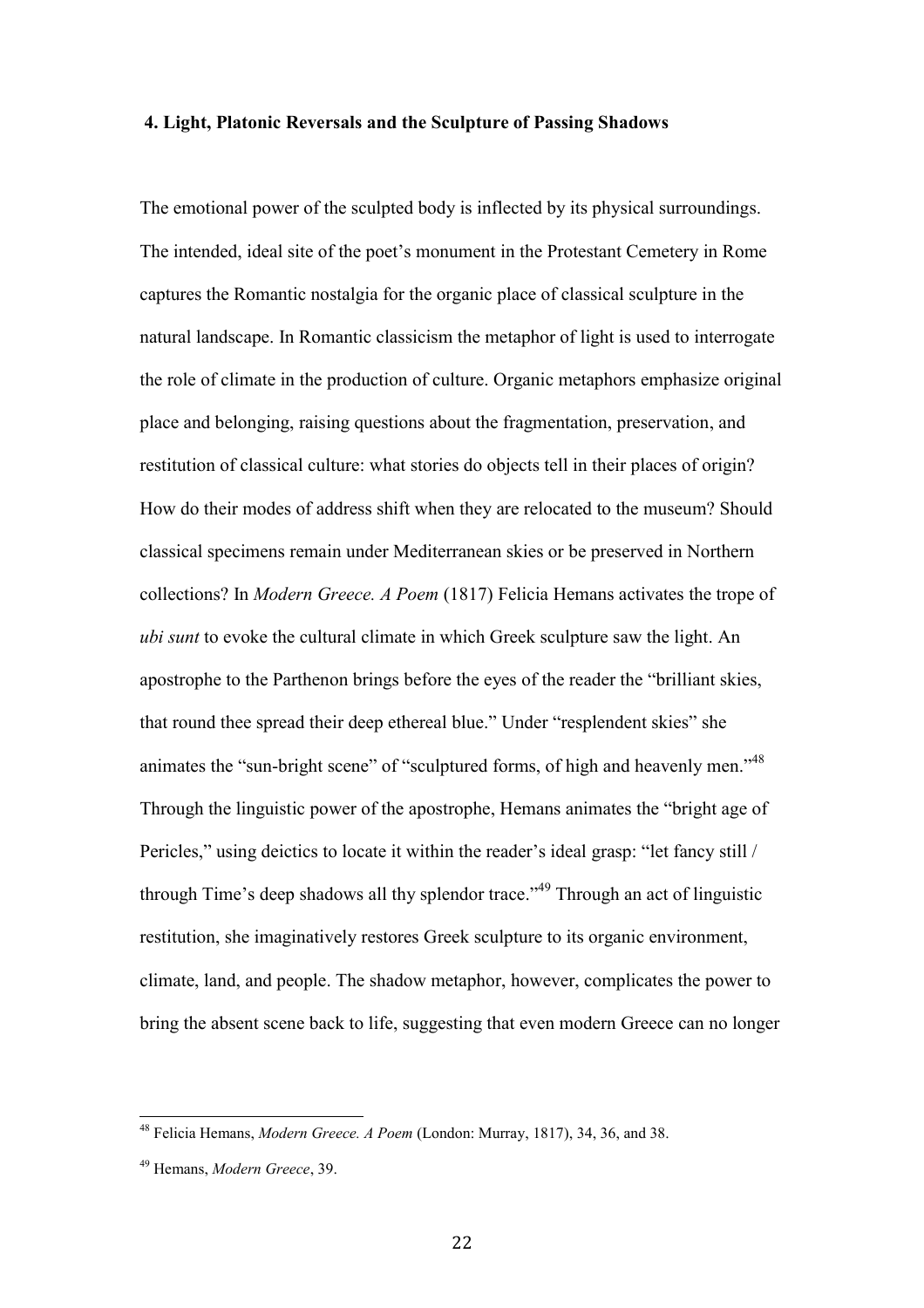## 4. Light, Platonic Reversals and the Sculpture of Passing Shadows

The emotional power of the sculpted body is inflected by its physical surroundings. The intended, ideal site of the poet's monument in the Protestant Cemetery in Rome captures the Romantic nostalgia for the organic place of classical sculpture in the natural landscape. In Romantic classicism the metaphor of light is used to interrogate the role of climate in the production of culture. Organic metaphors emphasize original place and belonging, raising questions about the fragmentation, preservation, and restitution of classical culture: what stories do objects tell in their places of origin? How do their modes of address shift when they are relocated to the museum? Should classical specimens remain under Mediterranean skies or be preserved in Northern collections? In *Modern Greece. A Poem* (1817) Felicia Hemans activates the trope of *ubi sunt* to evoke the cultural climate in which Greek sculpture saw the light. An apostrophe to the Parthenon brings before the eyes of the reader the "brilliant skies, that round thee spread their deep ethereal blue." Under "resplendent skies" she animates the "sun-bright scene" of "sculptured forms, of high and heavenly men."[48] Through the linguistic power of the apostrophe, Hemans animates the "bright age of Pericles," using deictics to locate it within the reader's ideal grasp: "let fancy still / through Time's deep shadows all thy splendor trace."[49] Through an act of linguistic restitution, she imaginatively restores Greek sculpture to its organic environment, climate, land, and people. The shadow metaphor, however, complicates the power to bring the absent scene back to life, suggesting that even modern Greece can no longer

---

[48] Felicia Hemans, *Modern Greece. A Poem* (London: Murray, 1817), 34, 36, and 38.

[49] Hemans, *Modern Greece*, 39.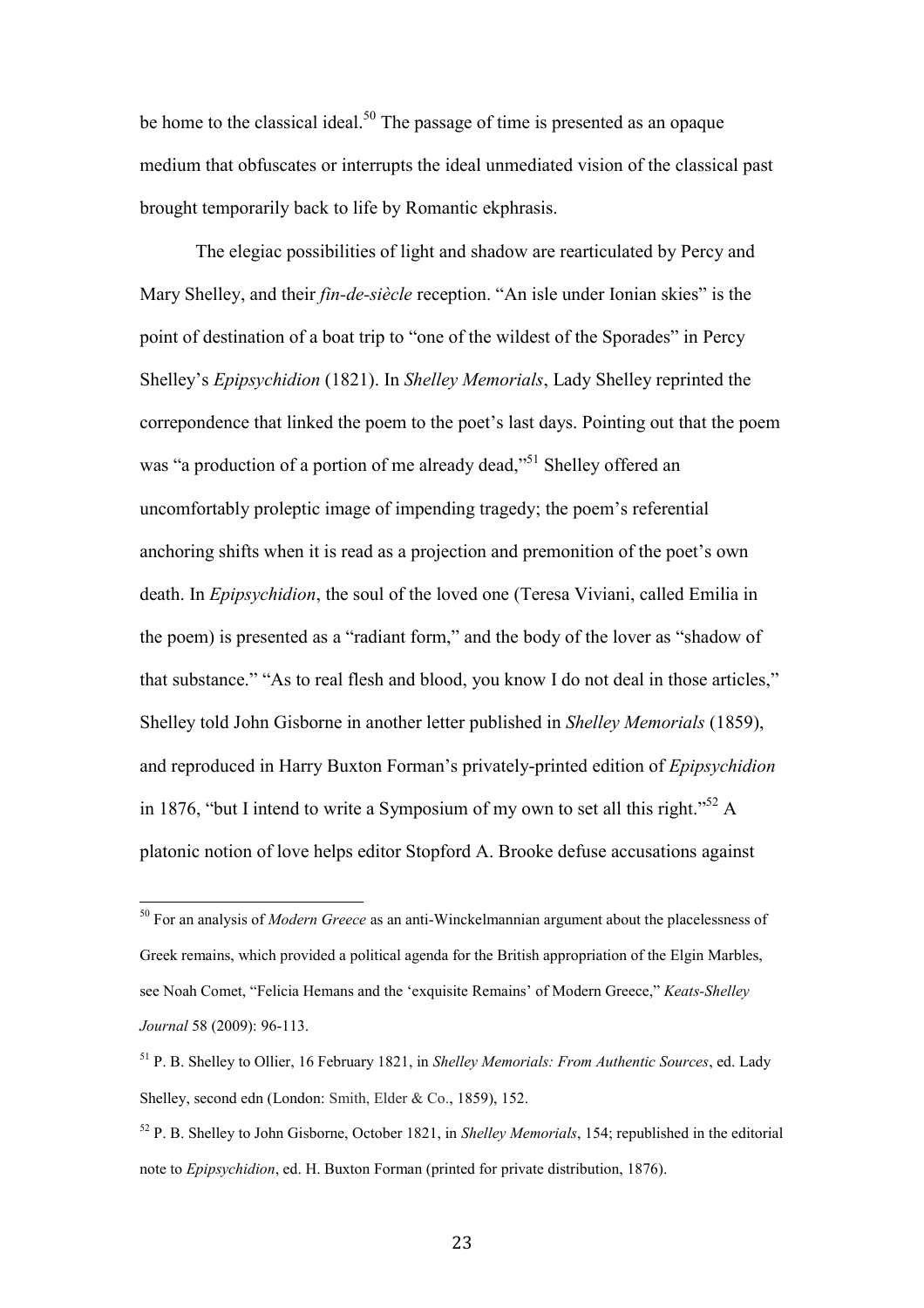be home to the classical ideal.[50] The passage of time is presented as an opaque medium that obfuscates or interrupts the ideal unmediated vision of the classical past brought temporarily back to life by Romantic ekphrasis.

The elegiac possibilities of light and shadow are rearticulated by Percy and Mary Shelley, and their *fin-de-siècle* reception. "An isle under Ionian skies" is the point of destination of a boat trip to "one of the wildest of the Sporades" in Percy Shelley's *Epipsychidion* (1821). In *Shelley Memorials*, Lady Shelley reprinted the correpondence that linked the poem to the poet's last days. Pointing out that the poem was "a production of a portion of me already dead,"[51] Shelley offered an uncomfortably proleptic image of impending tragedy; the poem's referential anchoring shifts when it is read as a projection and premonition of the poet's own death. In *Epipsychidion*, the soul of the loved one (Teresa Viviani, called Emilia in the poem) is presented as a "radiant form," and the body of the lover as "shadow of that substance." "As to real flesh and blood, you know I do not deal in those articles," Shelley told John Gisborne in another letter published in *Shelley Memorials* (1859), and reproduced in Harry Buxton Forman's privately-printed edition of *Epipsychidion* in 1876, "but I intend to write a Symposium of my own to set all this right."[52] A platonic notion of love helps editor Stopford A. Brooke defuse accusations against

---

[50] For an analysis of *Modern Greece* as an anti-Winckelmannian argument about the placelessness of Greek remains, which provided a political agenda for the British appropriation of the Elgin Marbles, see Noah Comet, "Felicia Hemans and the 'exquisite Remains' of Modern Greece," *Keats-Shelley Journal* 58 (2009): 96-113.

[51] P. B. Shelley to Ollier, 16 February 1821, in *Shelley Memorials: From Authentic Sources*, ed. Lady Shelley, second edn (London: Smith, Elder & Co., 1859), 152.

[52] P. B. Shelley to John Gisborne, October 1821, in *Shelley Memorials*, 154; republished in the editorial note to *Epipsychidion*, ed. H. Buxton Forman (printed for private distribution, 1876).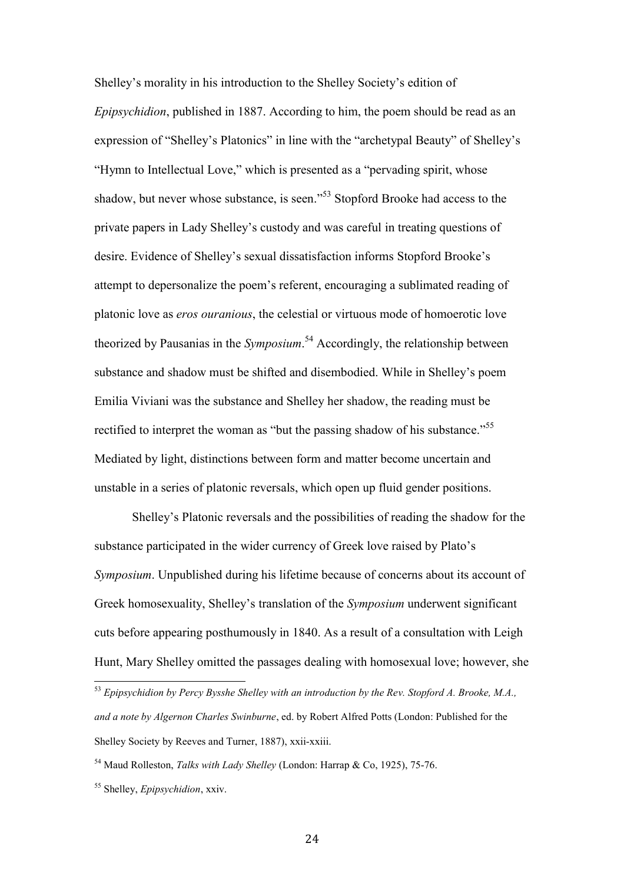Shelley's morality in his introduction to the Shelley Society's edition of *Epipsychidion*, published in 1887. According to him, the poem should be read as an expression of "Shelley's Platonics" in line with the "archetypal Beauty" of Shelley's "Hymn to Intellectual Love," which is presented as a "pervading spirit, whose shadow, but never whose substance, is seen."[53] Stopford Brooke had access to the private papers in Lady Shelley's custody and was careful in treating questions of desire. Evidence of Shelley's sexual dissatisfaction informs Stopford Brooke's attempt to depersonalize the poem's referent, encouraging a sublimated reading of platonic love as *eros ouranious*, the celestial or virtuous mode of homoerotic love theorized by Pausanias in the *Symposium*.[54] Accordingly, the relationship between substance and shadow must be shifted and disembodied. While in Shelley's poem Emilia Viviani was the substance and Shelley her shadow, the reading must be rectified to interpret the woman as "but the passing shadow of his substance."[55] Mediated by light, distinctions between form and matter become uncertain and unstable in a series of platonic reversals, which open up fluid gender positions.

Shelley's Platonic reversals and the possibilities of reading the shadow for the substance participated in the wider currency of Greek love raised by Plato's *Symposium*. Unpublished during his lifetime because of concerns about its account of Greek homosexuality, Shelley's translation of the *Symposium* underwent significant cuts before appearing posthumously in 1840. As a result of a consultation with Leigh Hunt, Mary Shelley omitted the passages dealing with homosexual love; however, she

[53] *Epipsychidion by Percy Bysshe Shelley with an introduction by the Rev. Stopford A. Brooke, M.A., and a note by Algernon Charles Swinburne*, ed. by Robert Alfred Potts (London: Published for the Shelley Society by Reeves and Turner, 1887), xxii-xxiii.

[54] Maud Rolleston, *Talks with Lady Shelley* (London: Harrap & Co, 1925), 75-76.

[55] Shelley, *Epipsychidion*, xxiv.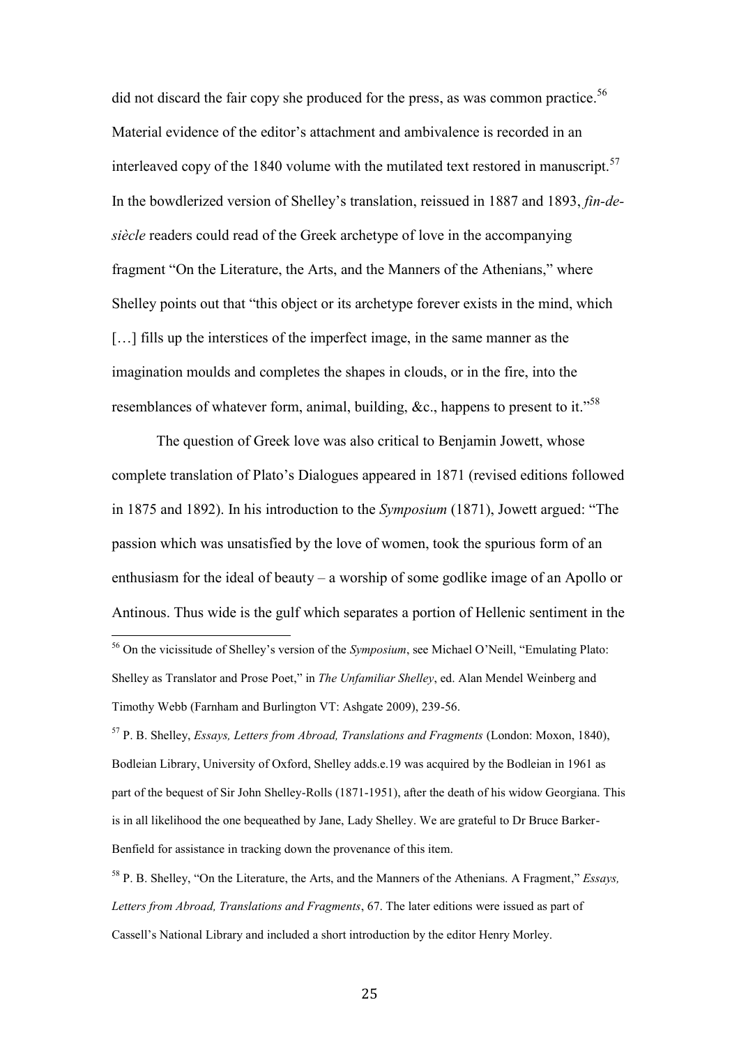did not discard the fair copy she produced for the press, as was common practice.[56] Material evidence of the editor's attachment and ambivalence is recorded in an interleaved copy of the 1840 volume with the mutilated text restored in manuscript.[57] In the bowdlerized version of Shelley's translation, reissued in 1887 and 1893, *fin-de-siècle* readers could read of the Greek archetype of love in the accompanying fragment "On the Literature, the Arts, and the Manners of the Athenians," where Shelley points out that "this object or its archetype forever exists in the mind, which […] fills up the interstices of the imperfect image, in the same manner as the imagination moulds and completes the shapes in clouds, or in the fire, into the resemblances of whatever form, animal, building, &c., happens to present to it."[58]

The question of Greek love was also critical to Benjamin Jowett, whose complete translation of Plato's Dialogues appeared in 1871 (revised editions followed in 1875 and 1892). In his introduction to the *Symposium* (1871), Jowett argued: "The passion which was unsatisfied by the love of women, took the spurious form of an enthusiasm for the ideal of beauty – a worship of some godlike image of an Apollo or Antinous. Thus wide is the gulf which separates a portion of Hellenic sentiment in the

---

[56] On the vicissitude of Shelley's version of the *Symposium*, see Michael O'Neill, "Emulating Plato: Shelley as Translator and Prose Poet," in *The Unfamiliar Shelley*, ed. Alan Mendel Weinberg and Timothy Webb (Farnham and Burlington VT: Ashgate 2009), 239-56.

[57] P. B. Shelley, *Essays, Letters from Abroad, Translations and Fragments* (London: Moxon, 1840), Bodleian Library, University of Oxford, Shelley adds.e.19 was acquired by the Bodleian in 1961 as part of the bequest of Sir John Shelley-Rolls (1871-1951), after the death of his widow Georgiana. This is in all likelihood the one bequeathed by Jane, Lady Shelley. We are grateful to Dr Bruce Barker-Benfield for assistance in tracking down the provenance of this item.

[58] P. B. Shelley, "On the Literature, the Arts, and the Manners of the Athenians. A Fragment," *Essays, Letters from Abroad, Translations and Fragments*, 67. The later editions were issued as part of Cassell's National Library and included a short introduction by the editor Henry Morley.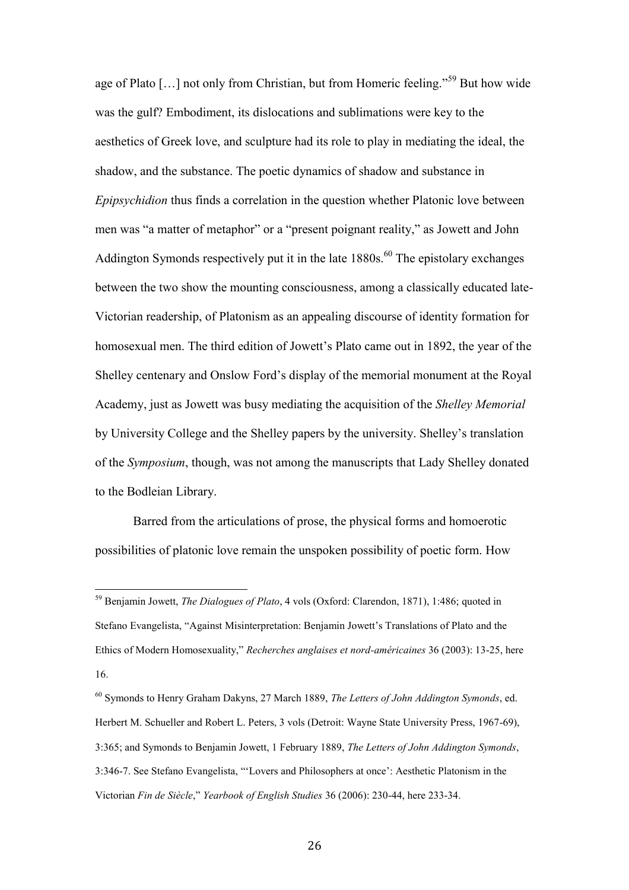age of Plato […] not only from Christian, but from Homeric feeling."[59] But how wide was the gulf? Embodiment, its dislocations and sublimations were key to the aesthetics of Greek love, and sculpture had its role to play in mediating the ideal, the shadow, and the substance. The poetic dynamics of shadow and substance in *Epipsychidion* thus finds a correlation in the question whether Platonic love between men was "a matter of metaphor" or a "present poignant reality," as Jowett and John Addington Symonds respectively put it in the late 1880s.[60] The epistolary exchanges between the two show the mounting consciousness, among a classically educated late-Victorian readership, of Platonism as an appealing discourse of identity formation for homosexual men. The third edition of Jowett's Plato came out in 1892, the year of the Shelley centenary and Onslow Ford's display of the memorial monument at the Royal Academy, just as Jowett was busy mediating the acquisition of the *Shelley Memorial* by University College and the Shelley papers by the university. Shelley's translation of the *Symposium*, though, was not among the manuscripts that Lady Shelley donated to the Bodleian Library.

Barred from the articulations of prose, the physical forms and homoerotic possibilities of platonic love remain the unspoken possibility of poetic form. How

---

[59] Benjamin Jowett, *The Dialogues of Plato*, 4 vols (Oxford: Clarendon, 1871), 1:486; quoted in Stefano Evangelista, "Against Misinterpretation: Benjamin Jowett's Translations of Plato and the Ethics of Modern Homosexuality," *Recherches anglaises et nord-américaines* 36 (2003): 13-25, here 16.

[60] Symonds to Henry Graham Dakyns, 27 March 1889, *The Letters of John Addington Symonds*, ed. Herbert M. Schueller and Robert L. Peters, 3 vols (Detroit: Wayne State University Press, 1967-69), 3:365; and Symonds to Benjamin Jowett, 1 February 1889, *The Letters of John Addington Symonds*, 3:346-7. See Stefano Evangelista, "'Lovers and Philosophers at once': Aesthetic Platonism in the Victorian *Fin de Siècle*," *Yearbook of English Studies* 36 (2006): 230-44, here 233-34.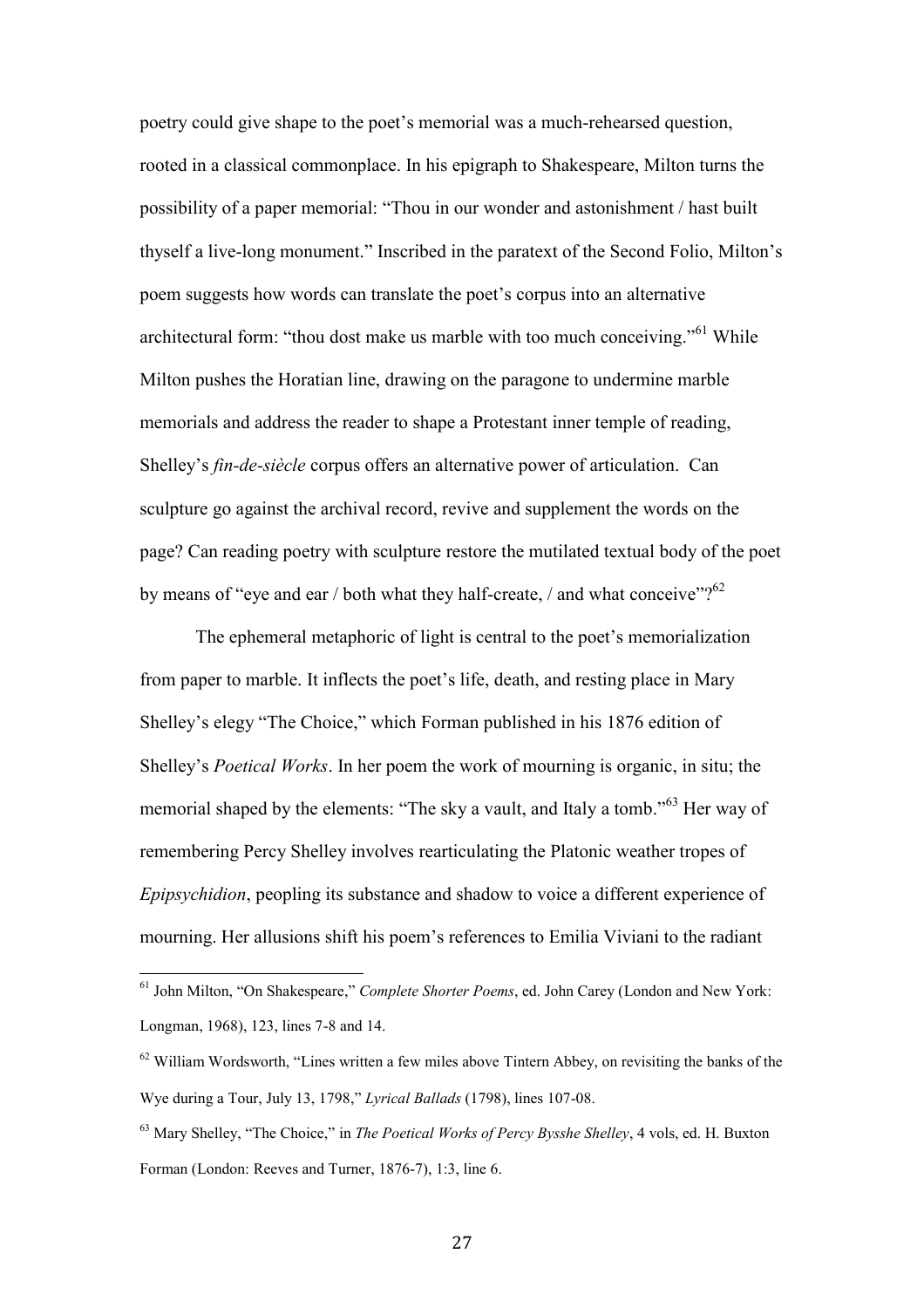poetry could give shape to the poet's memorial was a much-rehearsed question, rooted in a classical commonplace. In his epigraph to Shakespeare, Milton turns the possibility of a paper memorial: "Thou in our wonder and astonishment / hast built thyself a live-long monument." Inscribed in the paratext of the Second Folio, Milton's poem suggests how words can translate the poet's corpus into an alternative architectural form: "thou dost make us marble with too much conceiving."[61] While Milton pushes the Horatian line, drawing on the paragone to undermine marble memorials and address the reader to shape a Protestant inner temple of reading, Shelley's *fin-de-siècle* corpus offers an alternative power of articulation. Can sculpture go against the archival record, revive and supplement the words on the page? Can reading poetry with sculpture restore the mutilated textual body of the poet by means of "eye and ear / both what they half-create, / and what conceive"?[62]

The ephemeral metaphoric of light is central to the poet's memorialization from paper to marble. It inflects the poet's life, death, and resting place in Mary Shelley's elegy "The Choice," which Forman published in his 1876 edition of Shelley's *Poetical Works*. In her poem the work of mourning is organic, in situ; the memorial shaped by the elements: "The sky a vault, and Italy a tomb."[63] Her way of remembering Percy Shelley involves rearticulating the Platonic weather tropes of *Epipsychidion*, peopling its substance and shadow to voice a different experience of mourning. Her allusions shift his poem's references to Emilia Viviani to the radiant

---

[61] John Milton, "On Shakespeare," *Complete Shorter Poems*, ed. John Carey (London and New York: Longman, 1968), 123, lines 7-8 and 14.

[62] William Wordsworth, "Lines written a few miles above Tintern Abbey, on revisiting the banks of the Wye during a Tour, July 13, 1798," *Lyrical Ballads* (1798), lines 107-08.

[63] Mary Shelley, "The Choice," in *The Poetical Works of Percy Bysshe Shelley*, 4 vols, ed. H. Buxton Forman (London: Reeves and Turner, 1876-7), 1:3, line 6.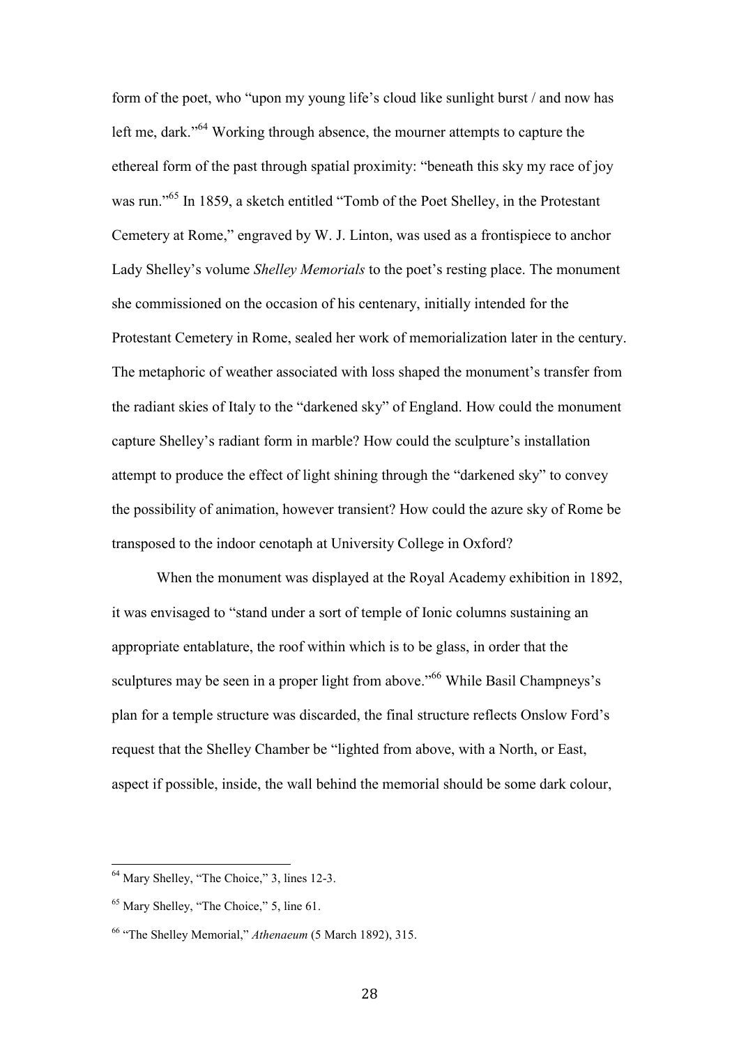form of the poet, who "upon my young life's cloud like sunlight burst / and now has left me, dark."[64] Working through absence, the mourner attempts to capture the ethereal form of the past through spatial proximity: "beneath this sky my race of joy was run."[65] In 1859, a sketch entitled "Tomb of the Poet Shelley, in the Protestant Cemetery at Rome," engraved by W. J. Linton, was used as a frontispiece to anchor Lady Shelley's volume *Shelley Memorials* to the poet's resting place. The monument she commissioned on the occasion of his centenary, initially intended for the Protestant Cemetery in Rome, sealed her work of memorialization later in the century. The metaphoric of weather associated with loss shaped the monument's transfer from the radiant skies of Italy to the "darkened sky" of England. How could the monument capture Shelley's radiant form in marble? How could the sculpture's installation attempt to produce the effect of light shining through the "darkened sky" to convey the possibility of animation, however transient? How could the azure sky of Rome be transposed to the indoor cenotaph at University College in Oxford?

When the monument was displayed at the Royal Academy exhibition in 1892, it was envisaged to "stand under a sort of temple of Ionic columns sustaining an appropriate entablature, the roof within which is to be glass, in order that the sculptures may be seen in a proper light from above."[66] While Basil Champneys's plan for a temple structure was discarded, the final structure reflects Onslow Ford's request that the Shelley Chamber be "lighted from above, with a North, or East, aspect if possible, inside, the wall behind the memorial should be some dark colour,

---

[64] Mary Shelley, "The Choice," 3, lines 12-3.

[65] Mary Shelley, "The Choice," 5, line 61.

[66] "The Shelley Memorial," *Athenaeum* (5 March 1892), 315.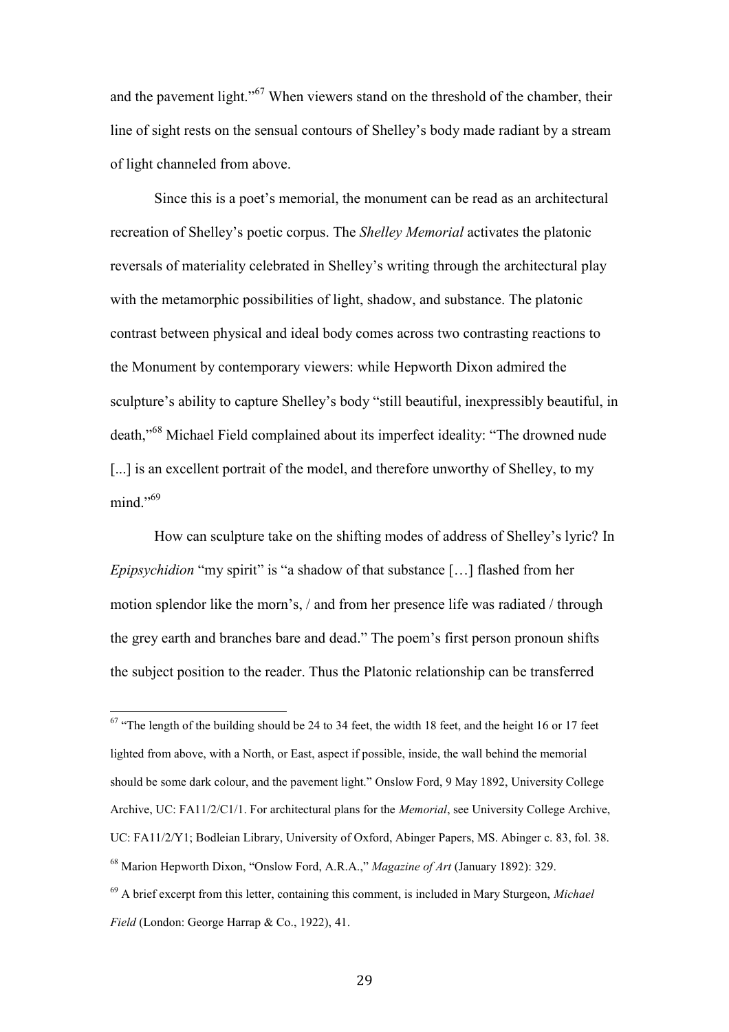and the pavement light."[67] When viewers stand on the threshold of the chamber, their line of sight rests on the sensual contours of Shelley's body made radiant by a stream of light channeled from above.

Since this is a poet's memorial, the monument can be read as an architectural recreation of Shelley's poetic corpus. The *Shelley Memorial* activates the platonic reversals of materiality celebrated in Shelley's writing through the architectural play with the metamorphic possibilities of light, shadow, and substance. The platonic contrast between physical and ideal body comes across two contrasting reactions to the Monument by contemporary viewers: while Hepworth Dixon admired the sculpture's ability to capture Shelley's body "still beautiful, inexpressibly beautiful, in death,"[68] Michael Field complained about its imperfect ideality: "The drowned nude [...] is an excellent portrait of the model, and therefore unworthy of Shelley, to my mind."[69]

How can sculpture take on the shifting modes of address of Shelley's lyric? In *Epipsychidion* "my spirit" is "a shadow of that substance […] flashed from her motion splendor like the morn's, / and from her presence life was radiated / through the grey earth and branches bare and dead." The poem's first person pronoun shifts the subject position to the reader. Thus the Platonic relationship can be transferred

---

[67] "The length of the building should be 24 to 34 feet, the width 18 feet, and the height 16 or 17 feet lighted from above, with a North, or East, aspect if possible, inside, the wall behind the memorial should be some dark colour, and the pavement light." Onslow Ford, 9 May 1892, University College Archive, UC: FA11/2/C1/1. For architectural plans for the *Memorial*, see University College Archive, UC: FA11/2/Y1; Bodleian Library, University of Oxford, Abinger Papers, MS. Abinger c. 83, fol. 38.

[68] Marion Hepworth Dixon, "Onslow Ford, A.R.A.," *Magazine of Art* (January 1892): 329.

[69] A brief excerpt from this letter, containing this comment, is included in Mary Sturgeon, *Michael Field* (London: George Harrap & Co., 1922), 41.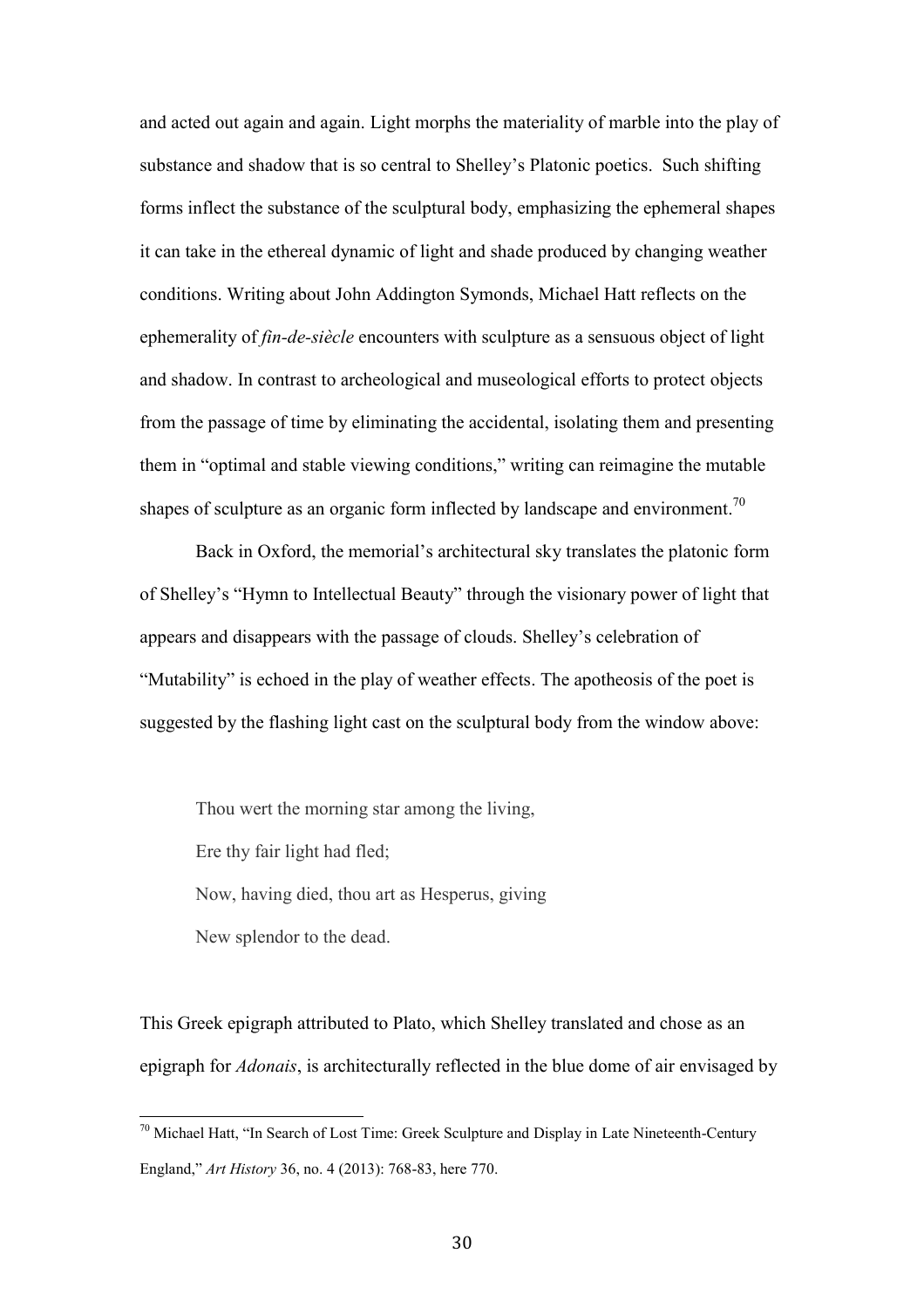and acted out again and again. Light morphs the materiality of marble into the play of substance and shadow that is so central to Shelley's Platonic poetics. Such shifting forms inflect the substance of the sculptural body, emphasizing the ephemeral shapes it can take in the ethereal dynamic of light and shade produced by changing weather conditions. Writing about John Addington Symonds, Michael Hatt reflects on the ephemerality of *fin-de-siècle* encounters with sculpture as a sensuous object of light and shadow. In contrast to archeological and museological efforts to protect objects from the passage of time by eliminating the accidental, isolating them and presenting them in "optimal and stable viewing conditions," writing can reimagine the mutable shapes of sculpture as an organic form inflected by landscape and environment.[70]

Back in Oxford, the memorial's architectural sky translates the platonic form of Shelley's "Hymn to Intellectual Beauty" through the visionary power of light that appears and disappears with the passage of clouds. Shelley's celebration of "Mutability" is echoed in the play of weather effects. The apotheosis of the poet is suggested by the flashing light cast on the sculptural body from the window above:

> Thou wert the morning star among the living,
> Ere thy fair light had fled;
> Now, having died, thou art as Hesperus, giving
> New splendor to the dead.

This Greek epigraph attributed to Plato, which Shelley translated and chose as an epigraph for *Adonais*, is architecturally reflected in the blue dome of air envisaged by

---

[70] Michael Hatt, "In Search of Lost Time: Greek Sculpture and Display in Late Nineteenth-Century England," *Art History* 36, no. 4 (2013): 768-83, here 770.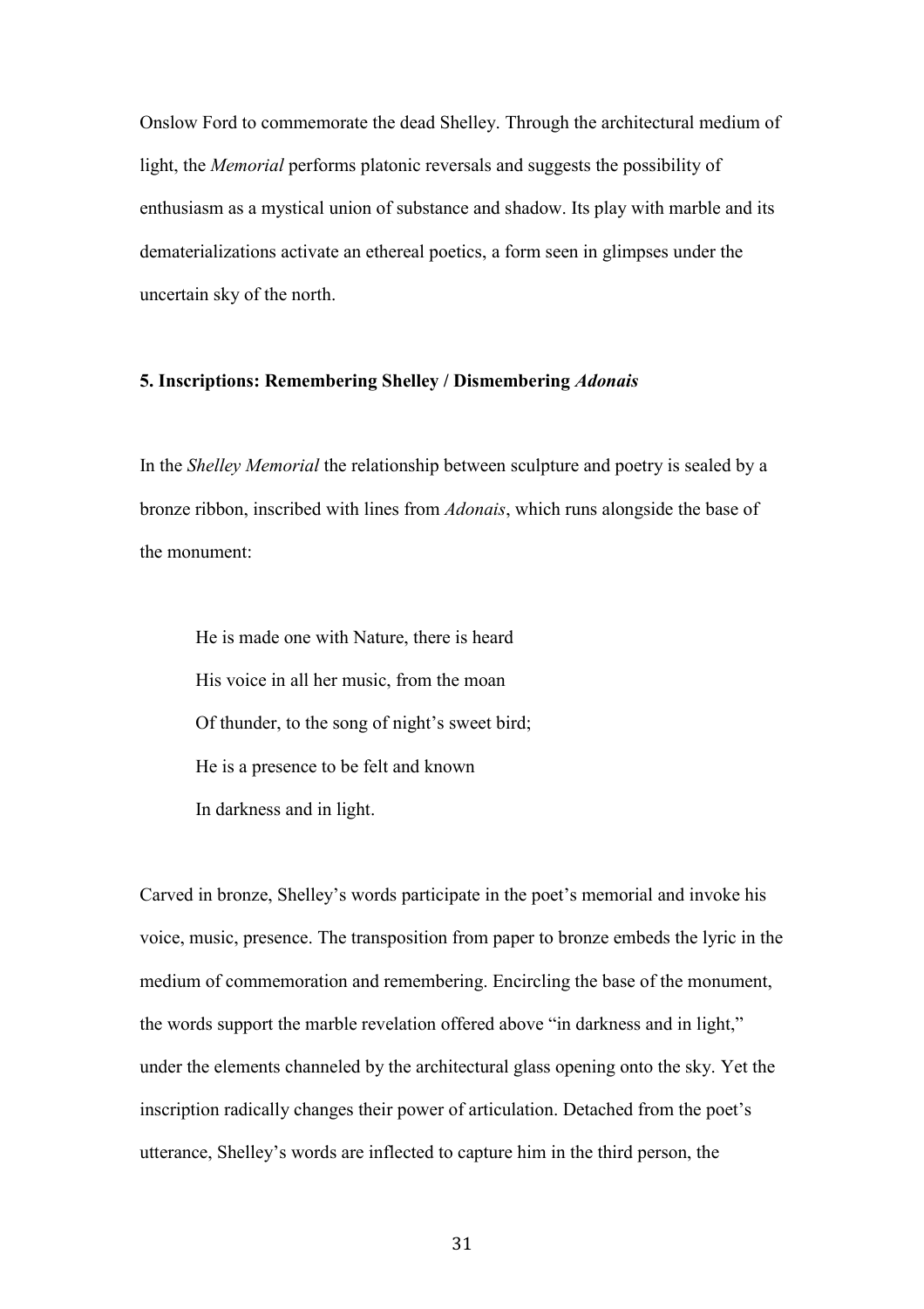Onslow Ford to commemorate the dead Shelley. Through the architectural medium of light, the *Memorial* performs platonic reversals and suggests the possibility of enthusiasm as a mystical union of substance and shadow. Its play with marble and its dematerializations activate an ethereal poetics, a form seen in glimpses under the uncertain sky of the north.

### 5. Inscriptions: Remembering Shelley / Dismembering *Adonais*

In the *Shelley Memorial* the relationship between sculpture and poetry is sealed by a bronze ribbon, inscribed with lines from *Adonais*, which runs alongside the base of the monument:

> He is made one with Nature, there is heard
> His voice in all her music, from the moan
> Of thunder, to the song of night's sweet bird;
> He is a presence to be felt and known
> In darkness and in light.

Carved in bronze, Shelley's words participate in the poet's memorial and invoke his voice, music, presence. The transposition from paper to bronze embeds the lyric in the medium of commemoration and remembering. Encircling the base of the monument, the words support the marble revelation offered above "in darkness and in light," under the elements channeled by the architectural glass opening onto the sky. Yet the inscription radically changes their power of articulation. Detached from the poet's utterance, Shelley's words are inflected to capture him in the third person, the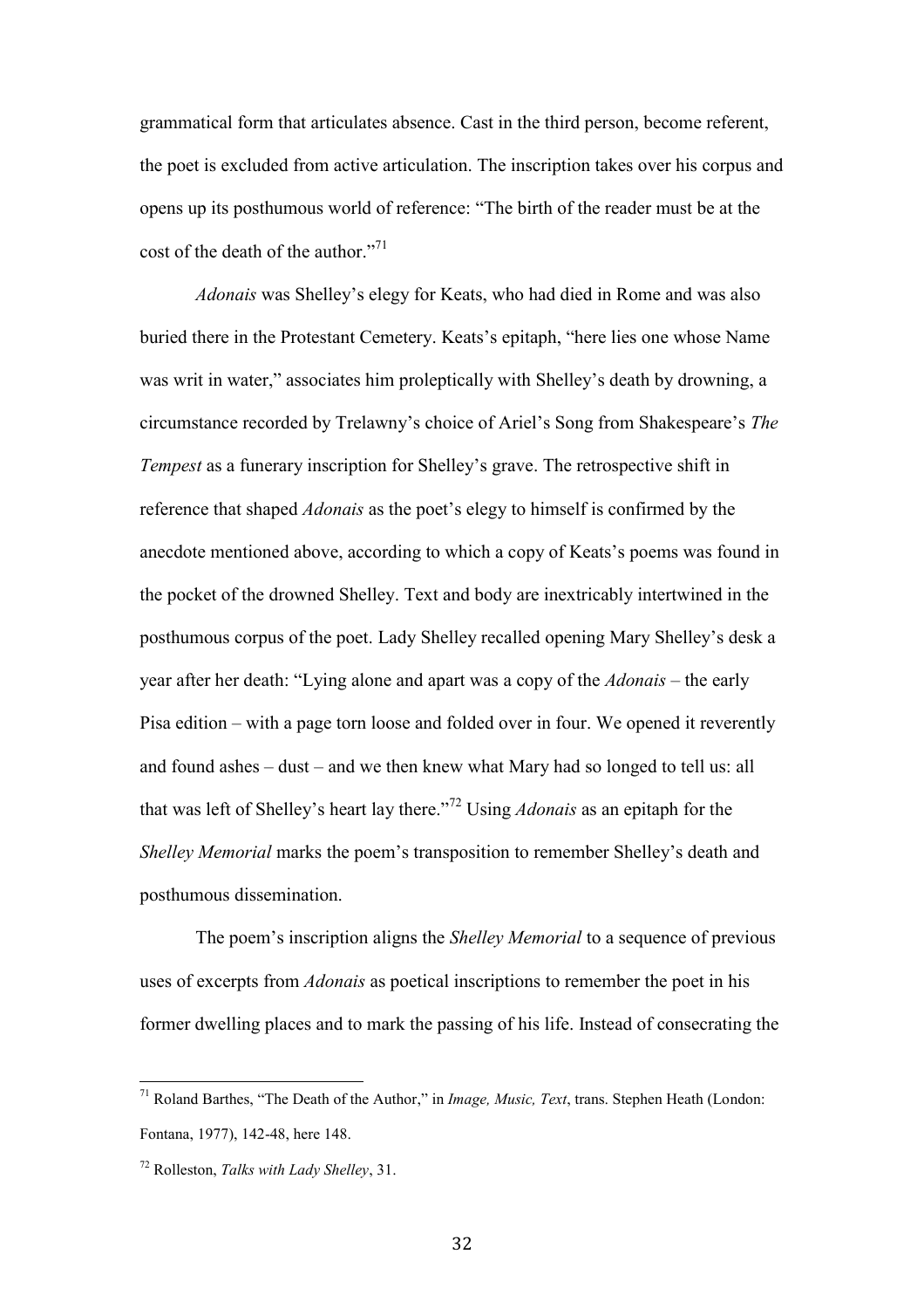grammatical form that articulates absence. Cast in the third person, become referent, the poet is excluded from active articulation. The inscription takes over his corpus and opens up its posthumous world of reference: "The birth of the reader must be at the cost of the death of the author."[71]

*Adonais* was Shelley's elegy for Keats, who had died in Rome and was also buried there in the Protestant Cemetery. Keats's epitaph, "here lies one whose Name was writ in water," associates him proleptically with Shelley's death by drowning, a circumstance recorded by Trelawny's choice of Ariel's Song from Shakespeare's *The Tempest* as a funerary inscription for Shelley's grave. The retrospective shift in reference that shaped *Adonais* as the poet's elegy to himself is confirmed by the anecdote mentioned above, according to which a copy of Keats's poems was found in the pocket of the drowned Shelley. Text and body are inextricably intertwined in the posthumous corpus of the poet. Lady Shelley recalled opening Mary Shelley's desk a year after her death: "Lying alone and apart was a copy of the *Adonais* – the early Pisa edition – with a page torn loose and folded over in four. We opened it reverently and found ashes – dust – and we then knew what Mary had so longed to tell us: all that was left of Shelley's heart lay there."[72] Using *Adonais* as an epitaph for the *Shelley Memorial* marks the poem's transposition to remember Shelley's death and posthumous dissemination.

The poem's inscription aligns the *Shelley Memorial* to a sequence of previous uses of excerpts from *Adonais* as poetical inscriptions to remember the poet in his former dwelling places and to mark the passing of his life. Instead of consecrating the

---

[71] Roland Barthes, "The Death of the Author," in *Image, Music, Text*, trans. Stephen Heath (London: Fontana, 1977), 142-48, here 148.

[72] Rolleston, *Talks with Lady Shelley*, 31.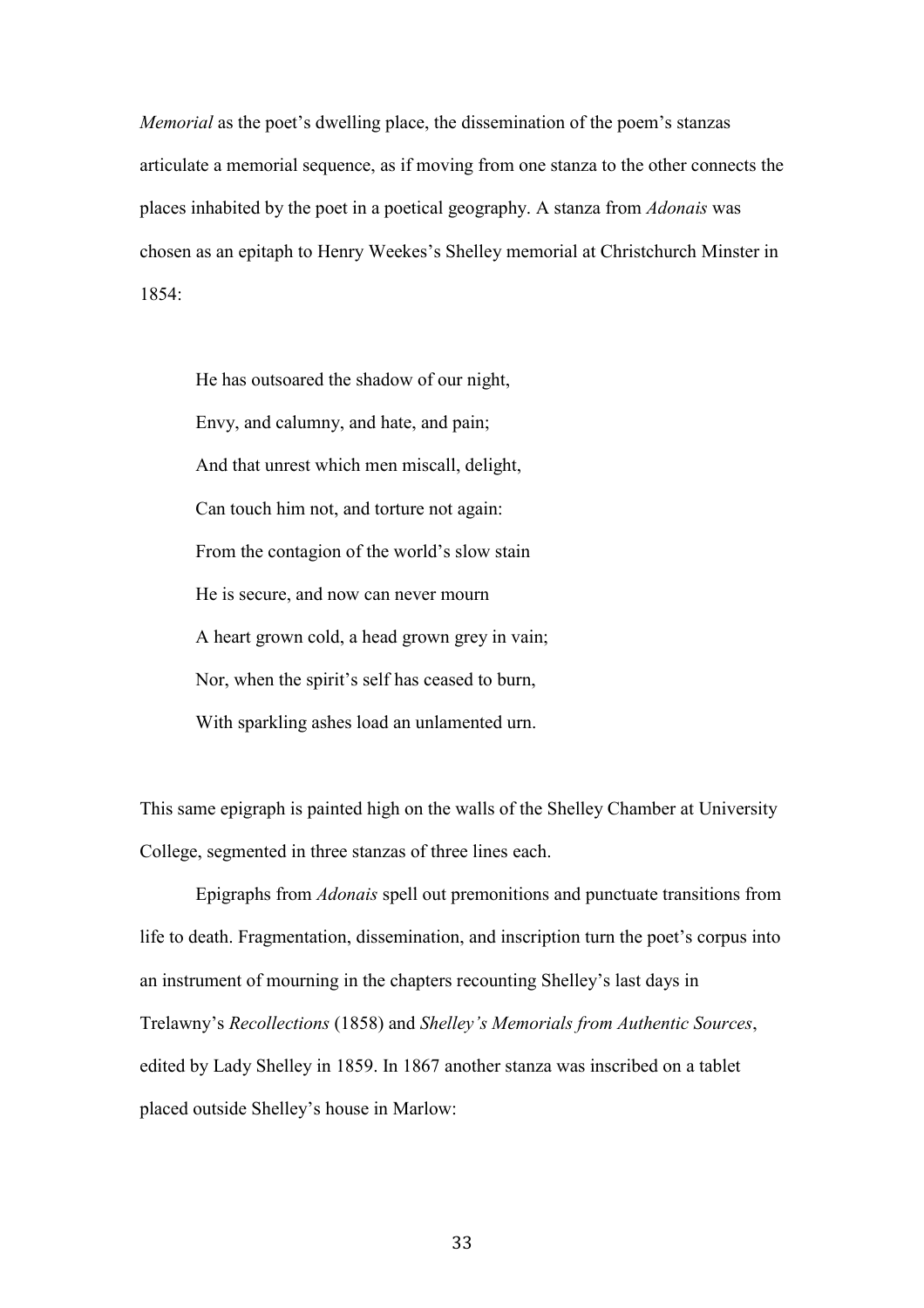*Memorial* as the poet's dwelling place, the dissemination of the poem's stanzas articulate a memorial sequence, as if moving from one stanza to the other connects the places inhabited by the poet in a poetical geography. A stanza from *Adonais* was chosen as an epitaph to Henry Weekes's Shelley memorial at Christchurch Minster in 1854:

> He has outsoared the shadow of our night,
> Envy, and calumny, and hate, and pain;
> And that unrest which men miscall, delight,
> Can touch him not, and torture not again:
> From the contagion of the world's slow stain
> He is secure, and now can never mourn
> A heart grown cold, a head grown grey in vain;
> Nor, when the spirit's self has ceased to burn,
> With sparkling ashes load an unlamented urn.

This same epigraph is painted high on the walls of the Shelley Chamber at University College, segmented in three stanzas of three lines each.

Epigraphs from *Adonais* spell out premonitions and punctuate transitions from life to death. Fragmentation, dissemination, and inscription turn the poet's corpus into an instrument of mourning in the chapters recounting Shelley's last days in Trelawny's *Recollections* (1858) and *Shelley's Memorials from Authentic Sources*, edited by Lady Shelley in 1859. In 1867 another stanza was inscribed on a tablet placed outside Shelley's house in Marlow: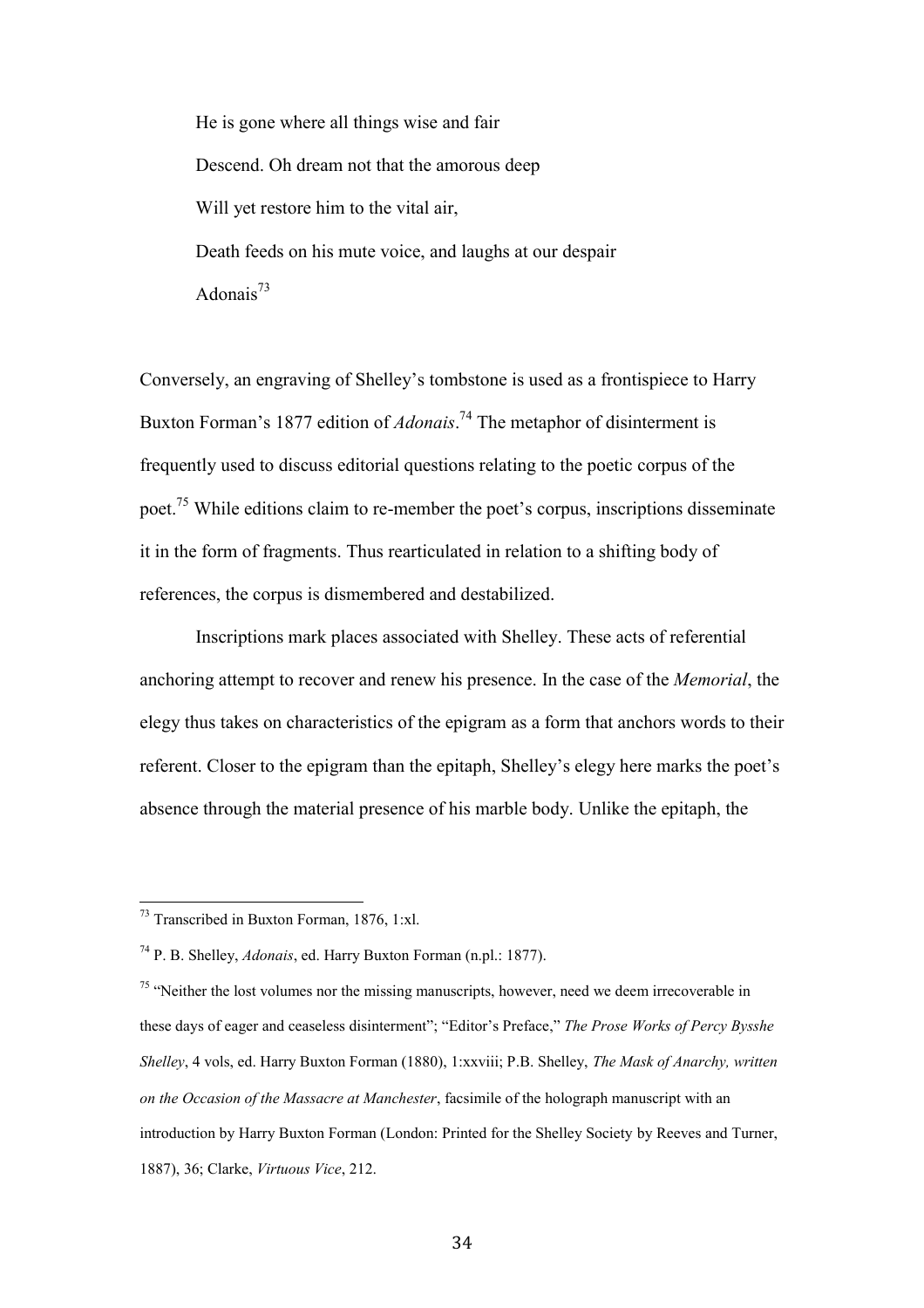> He is gone where all things wise and fair
> Descend. Oh dream not that the amorous deep
> Will yet restore him to the vital air,
> Death feeds on his mute voice, and laughs at our despair
> Adonais[73]

Conversely, an engraving of Shelley's tombstone is used as a frontispiece to Harry Buxton Forman's 1877 edition of *Adonais*.[74] The metaphor of disinterment is frequently used to discuss editorial questions relating to the poetic corpus of the poet.[75] While editions claim to re-member the poet's corpus, inscriptions disseminate it in the form of fragments. Thus rearticulated in relation to a shifting body of references, the corpus is dismembered and destabilized.

Inscriptions mark places associated with Shelley. These acts of referential anchoring attempt to recover and renew his presence. In the case of the *Memorial*, the elegy thus takes on characteristics of the epigram as a form that anchors words to their referent. Closer to the epigram than the epitaph, Shelley's elegy here marks the poet's absence through the material presence of his marble body. Unlike the epitaph, the

---

[73] Transcribed in Buxton Forman, 1876, 1:xl.

[74] P. B. Shelley, *Adonais*, ed. Harry Buxton Forman (n.pl.: 1877).

[75] "Neither the lost volumes nor the missing manuscripts, however, need we deem irrecoverable in these days of eager and ceaseless disinterment"; "Editor's Preface," *The Prose Works of Percy Bysshe Shelley*, 4 vols, ed. Harry Buxton Forman (1880), 1:xxviii; P.B. Shelley, *The Mask of Anarchy, written on the Occasion of the Massacre at Manchester*, facsimile of the holograph manuscript with an introduction by Harry Buxton Forman (London: Printed for the Shelley Society by Reeves and Turner, 1887), 36; Clarke, *Virtuous Vice*, 212.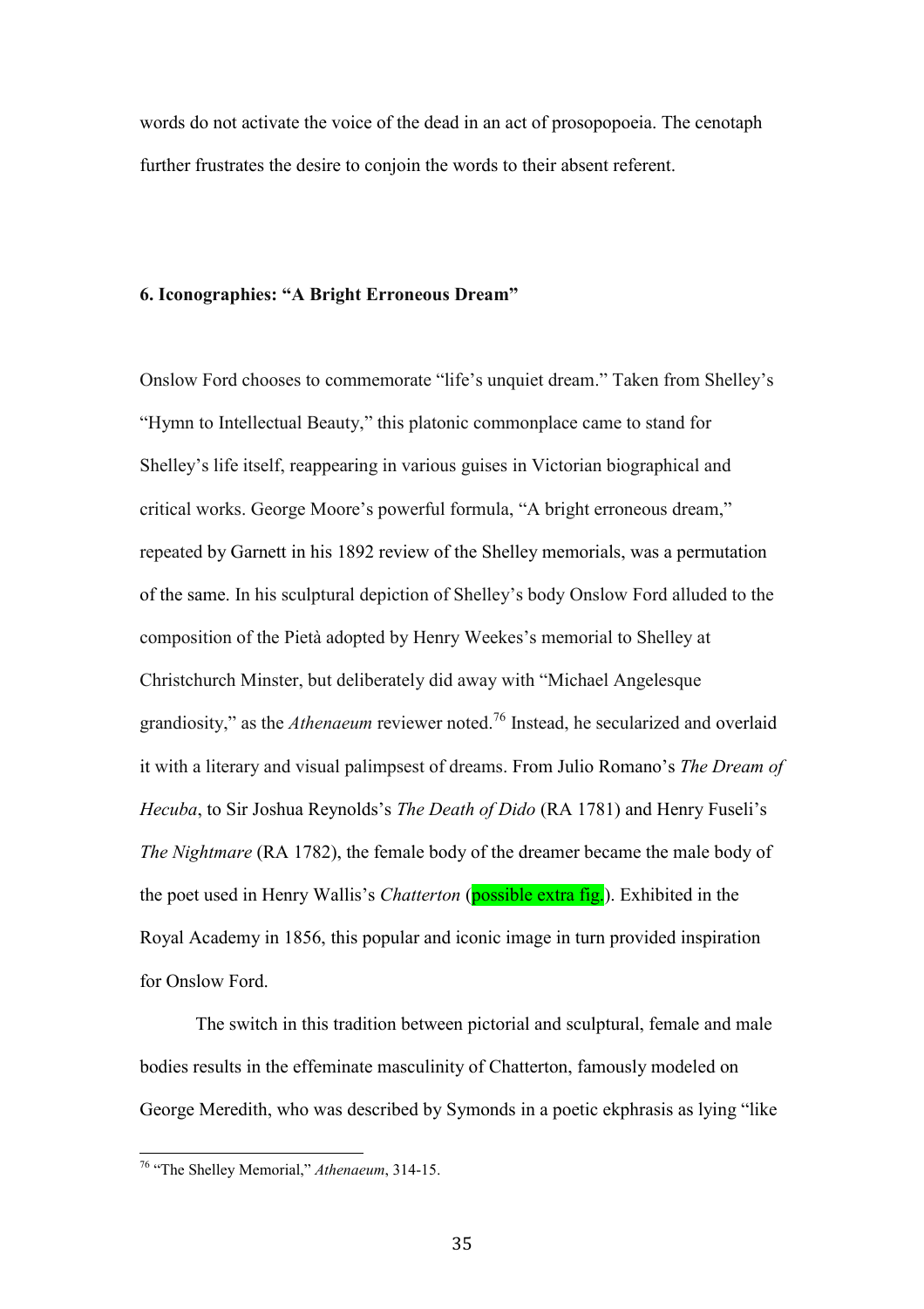words do not activate the voice of the dead in an act of prosopopoeia. The cenotaph further frustrates the desire to conjoin the words to their absent referent.

### 6. Iconographies: "A Bright Erroneous Dream"

Onslow Ford chooses to commemorate "life's unquiet dream." Taken from Shelley's "Hymn to Intellectual Beauty," this platonic commonplace came to stand for Shelley's life itself, reappearing in various guises in Victorian biographical and critical works. George Moore's powerful formula, "A bright erroneous dream," repeated by Garnett in his 1892 review of the Shelley memorials, was a permutation of the same. In his sculptural depiction of Shelley's body Onslow Ford alluded to the composition of the Pietà adopted by Henry Weekes's memorial to Shelley at Christchurch Minster, but deliberately did away with "Michael Angelesque grandiosity," as the *Athenaeum* reviewer noted.[76] Instead, he secularized and overlaid it with a literary and visual palimpsest of dreams. From Julio Romano's *The Dream of Hecuba*, to Sir Joshua Reynolds's *The Death of Dido* (RA 1781) and Henry Fuseli's *The Nightmare* (RA 1782), the female body of the dreamer became the male body of the poet used in Henry Wallis's *Chatterton* (possible extra fig.). Exhibited in the Royal Academy in 1856, this popular and iconic image in turn provided inspiration for Onslow Ford.

The switch in this tradition between pictorial and sculptural, female and male bodies results in the effeminate masculinity of Chatterton, famously modeled on George Meredith, who was described by Symonds in a poetic ekphrasis as lying "like

[76] "The Shelley Memorial," *Athenaeum*, 314-15.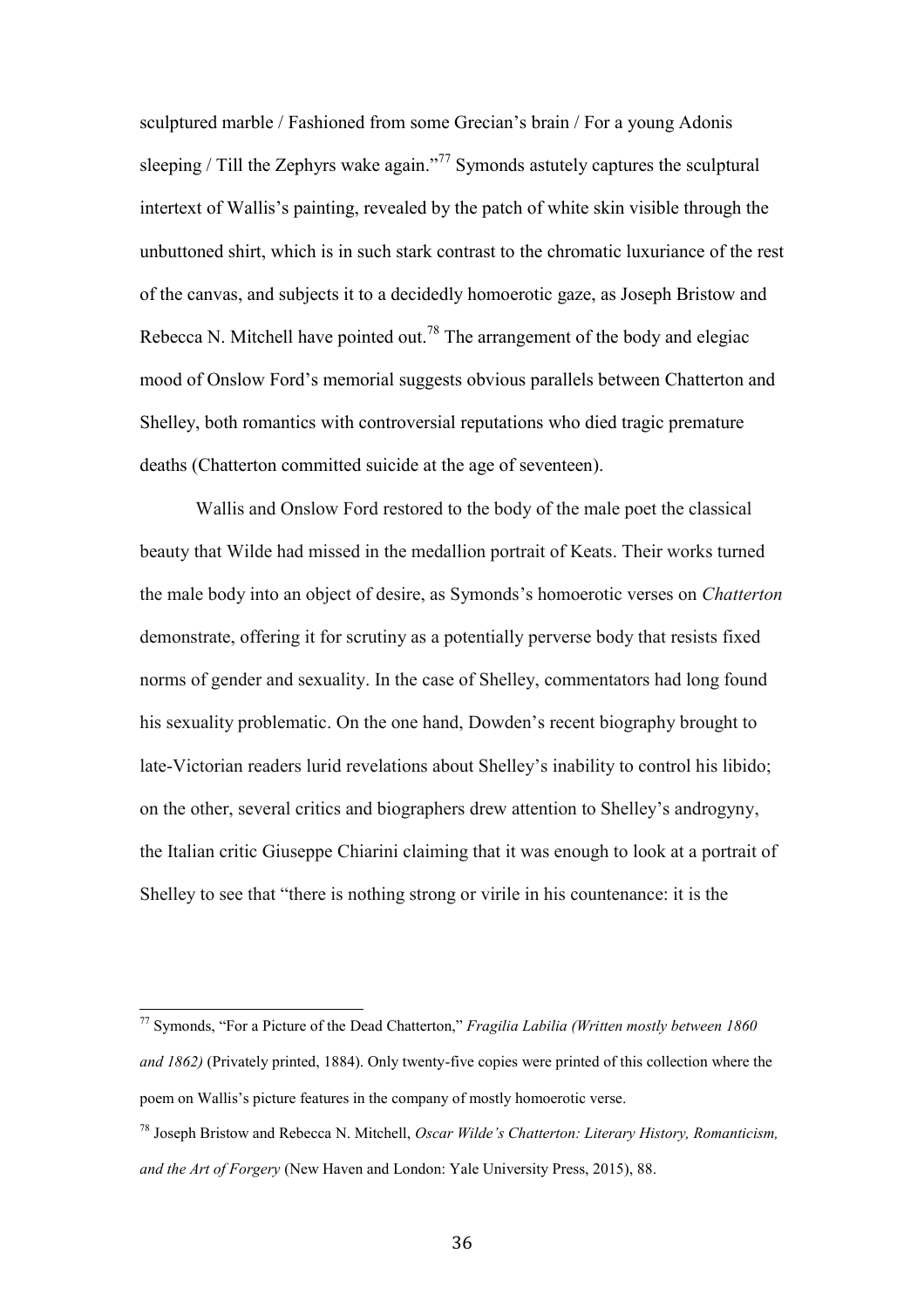sculptured marble / Fashioned from some Grecian's brain / For a young Adonis sleeping / Till the Zephyrs wake again."[77] Symonds astutely captures the sculptural intertext of Wallis's painting, revealed by the patch of white skin visible through the unbuttoned shirt, which is in such stark contrast to the chromatic luxuriance of the rest of the canvas, and subjects it to a decidedly homoerotic gaze, as Joseph Bristow and Rebecca N. Mitchell have pointed out.[78] The arrangement of the body and elegiac mood of Onslow Ford's memorial suggests obvious parallels between Chatterton and Shelley, both romantics with controversial reputations who died tragic premature deaths (Chatterton committed suicide at the age of seventeen).

Wallis and Onslow Ford restored to the body of the male poet the classical beauty that Wilde had missed in the medallion portrait of Keats. Their works turned the male body into an object of desire, as Symonds's homoerotic verses on *Chatterton* demonstrate, offering it for scrutiny as a potentially perverse body that resists fixed norms of gender and sexuality. In the case of Shelley, commentators had long found his sexuality problematic. On the one hand, Dowden's recent biography brought to late-Victorian readers lurid revelations about Shelley's inability to control his libido; on the other, several critics and biographers drew attention to Shelley's androgyny, the Italian critic Giuseppe Chiarini claiming that it was enough to look at a portrait of Shelley to see that "there is nothing strong or virile in his countenance: it is the

---

[77] Symonds, "For a Picture of the Dead Chatterton," *Fragilia Labilia (Written mostly between 1860 and 1862)* (Privately printed, 1884). Only twenty-five copies were printed of this collection where the poem on Wallis's picture features in the company of mostly homoerotic verse.

[78] Joseph Bristow and Rebecca N. Mitchell, *Oscar Wilde's Chatterton: Literary History, Romanticism, and the Art of Forgery* (New Haven and London: Yale University Press, 2015), 88.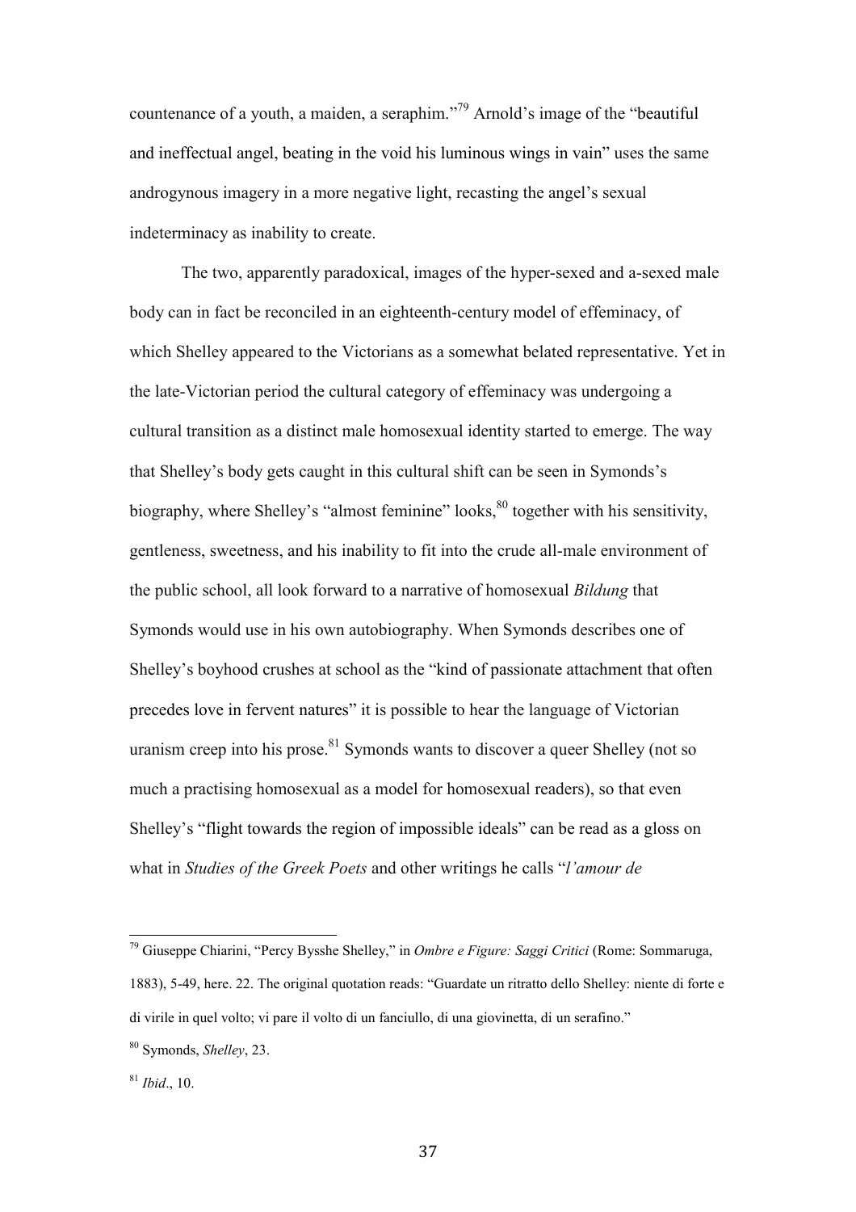countenance of a youth, a maiden, a seraphim."[79] Arnold's image of the "beautiful and ineffectual angel, beating in the void his luminous wings in vain" uses the same androgynous imagery in a more negative light, recasting the angel's sexual indeterminacy as inability to create.

The two, apparently paradoxical, images of the hyper-sexed and a-sexed male body can in fact be reconciled in an eighteenth-century model of effeminacy, of which Shelley appeared to the Victorians as a somewhat belated representative. Yet in the late-Victorian period the cultural category of effeminacy was undergoing a cultural transition as a distinct male homosexual identity started to emerge. The way that Shelley's body gets caught in this cultural shift can be seen in Symonds's biography, where Shelley's "almost feminine" looks,[80] together with his sensitivity, gentleness, sweetness, and his inability to fit into the crude all-male environment of the public school, all look forward to a narrative of homosexual *Bildung* that Symonds would use in his own autobiography. When Symonds describes one of Shelley's boyhood crushes at school as the "kind of passionate attachment that often precedes love in fervent natures" it is possible to hear the language of Victorian uranism creep into his prose.[81] Symonds wants to discover a queer Shelley (not so much a practising homosexual as a model for homosexual readers), so that even Shelley's "flight towards the region of impossible ideals" can be read as a gloss on what in *Studies of the Greek Poets* and other writings he calls "*l'amour de*

---

[79] Giuseppe Chiarini, "Percy Bysshe Shelley," in *Ombre e Figure: Saggi Critici* (Rome: Sommaruga, 1883), 5-49, here. 22. The original quotation reads: "Guardate un ritratto dello Shelley: niente di forte e di virile in quel volto; vi pare il volto di un fanciullo, di una giovinetta, di un serafino."

[80] Symonds, *Shelley*, 23.

[81] *Ibid*., 10.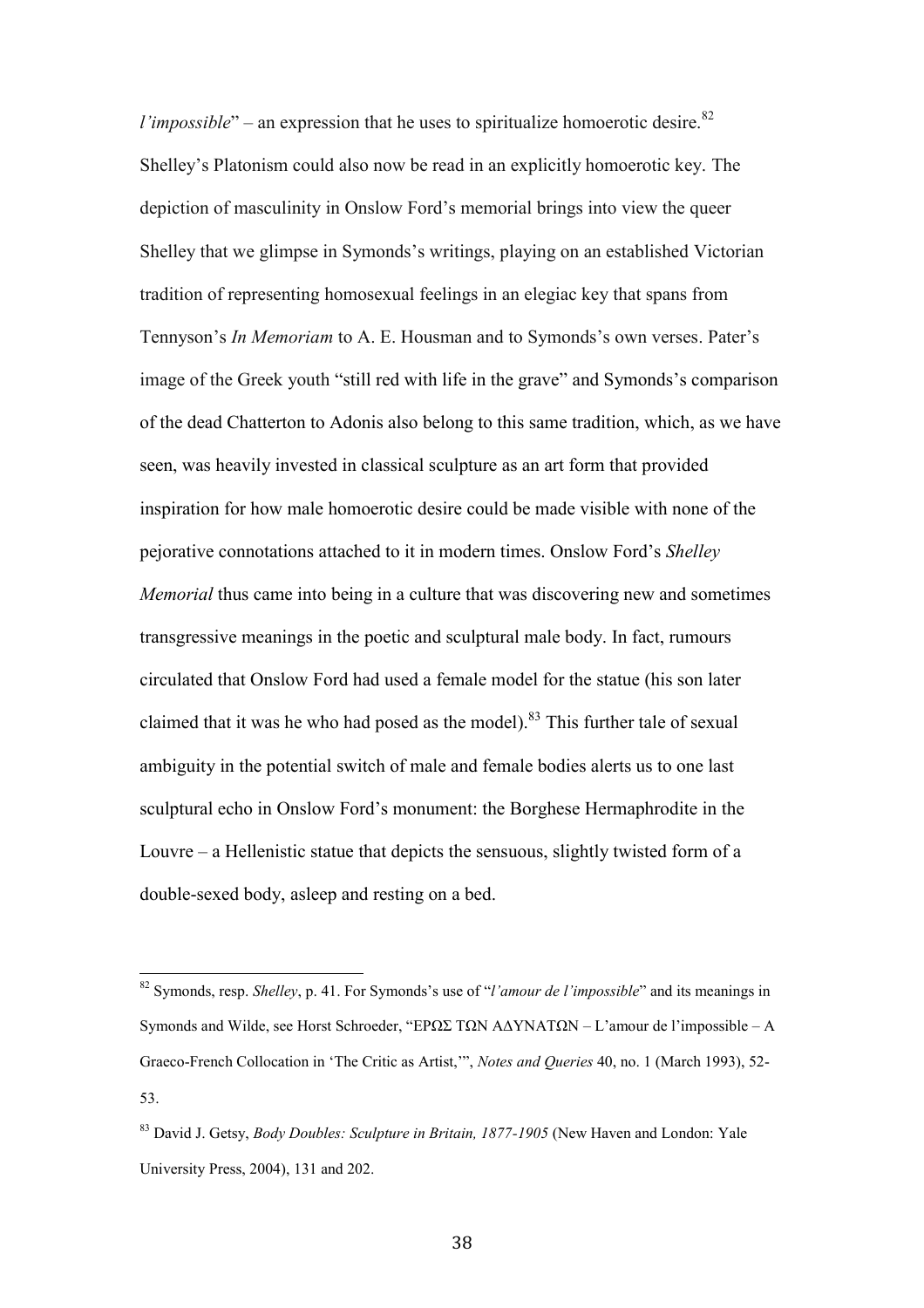*l'impossible*" – an expression that he uses to spiritualize homoerotic desire.[82] Shelley's Platonism could also now be read in an explicitly homoerotic key. The depiction of masculinity in Onslow Ford's memorial brings into view the queer Shelley that we glimpse in Symonds's writings, playing on an established Victorian tradition of representing homosexual feelings in an elegiac key that spans from Tennyson's *In Memoriam* to A. E. Housman and to Symonds's own verses. Pater's image of the Greek youth "still red with life in the grave" and Symonds's comparison of the dead Chatterton to Adonis also belong to this same tradition, which, as we have seen, was heavily invested in classical sculpture as an art form that provided inspiration for how male homoerotic desire could be made visible with none of the pejorative connotations attached to it in modern times. Onslow Ford's *Shelley Memorial* thus came into being in a culture that was discovering new and sometimes transgressive meanings in the poetic and sculptural male body. In fact, rumours circulated that Onslow Ford had used a female model for the statue (his son later claimed that it was he who had posed as the model).[83] This further tale of sexual ambiguity in the potential switch of male and female bodies alerts us to one last sculptural echo in Onslow Ford's monument: the Borghese Hermaphrodite in the Louvre – a Hellenistic statue that depicts the sensuous, slightly twisted form of a double-sexed body, asleep and resting on a bed.

---

[82] Symonds, resp. *Shelley*, p. 41. For Symonds's use of "*l'amour de l'impossible*" and its meanings in Symonds and Wilde, see Horst Schroeder, "ΕΡΩΣ ΤΩΝ ΑΔΥΝΑΤΩΝ – L'amour de l'impossible – A Graeco-French Collocation in 'The Critic as Artist,'", *Notes and Queries* 40, no. 1 (March 1993), 52-53.

[83] David J. Getsy, *Body Doubles: Sculpture in Britain, 1877-1905* (New Haven and London: Yale University Press, 2004), 131 and 202.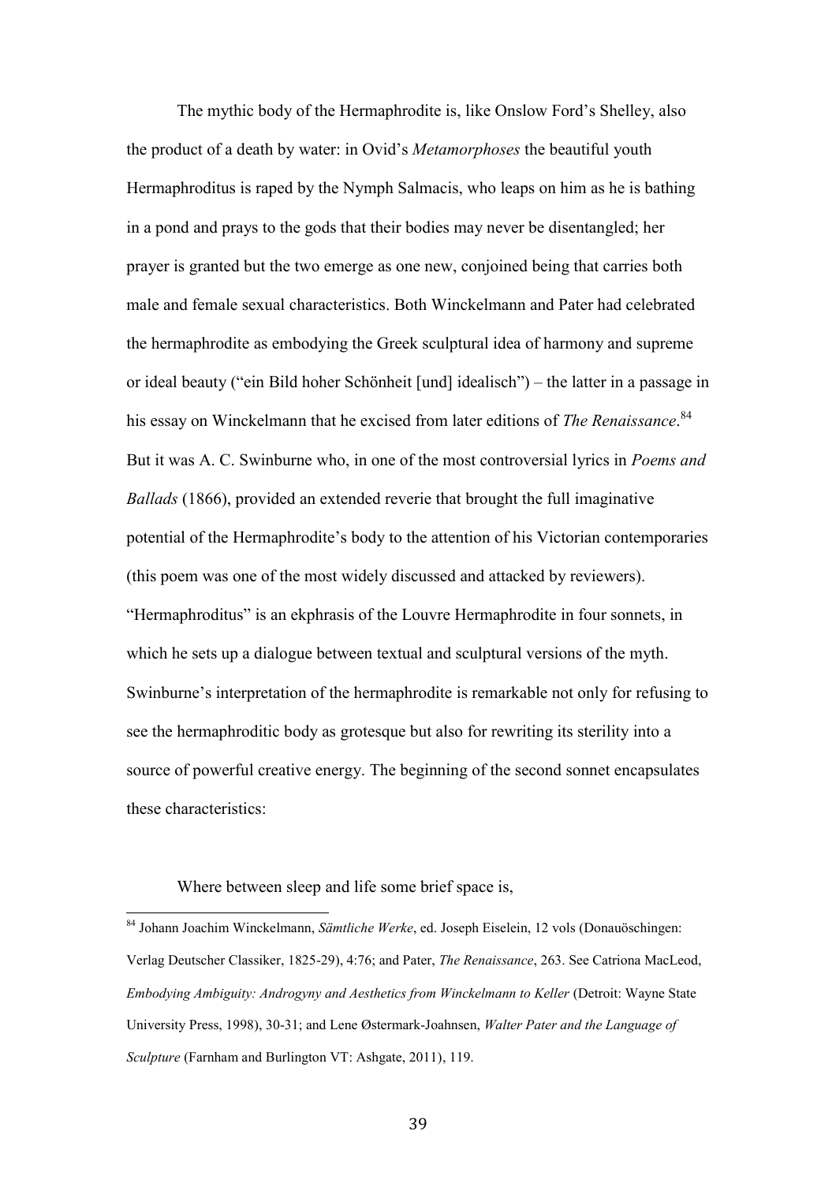The mythic body of the Hermaphrodite is, like Onslow Ford's Shelley, also the product of a death by water: in Ovid's *Metamorphoses* the beautiful youth Hermaphroditus is raped by the Nymph Salmacis, who leaps on him as he is bathing in a pond and prays to the gods that their bodies may never be disentangled; her prayer is granted but the two emerge as one new, conjoined being that carries both male and female sexual characteristics. Both Winckelmann and Pater had celebrated the hermaphrodite as embodying the Greek sculptural idea of harmony and supreme or ideal beauty ("ein Bild hoher Schönheit [und] idealisch") – the latter in a passage in his essay on Winckelmann that he excised from later editions of *The Renaissance*.[84] But it was A. C. Swinburne who, in one of the most controversial lyrics in *Poems and Ballads* (1866), provided an extended reverie that brought the full imaginative potential of the Hermaphrodite's body to the attention of his Victorian contemporaries (this poem was one of the most widely discussed and attacked by reviewers). "Hermaphroditus" is an ekphrasis of the Louvre Hermaphrodite in four sonnets, in which he sets up a dialogue between textual and sculptural versions of the myth. Swinburne's interpretation of the hermaphrodite is remarkable not only for refusing to see the hermaphroditic body as grotesque but also for rewriting its sterility into a source of powerful creative energy. The beginning of the second sonnet encapsulates these characteristics:

> Where between sleep and life some brief space is,

[84] Johann Joachim Winckelmann, *Sämtliche Werke*, ed. Joseph Eiselein, 12 vols (Donauöschingen: Verlag Deutscher Classiker, 1825-29), 4:76; and Pater, *The Renaissance*, 263. See Catriona MacLeod, *Embodying Ambiguity: Androgyny and Aesthetics from Winckelmann to Keller* (Detroit: Wayne State University Press, 1998), 30-31; and Lene Østermark-Joahnsen, *Walter Pater and the Language of Sculpture* (Farnham and Burlington VT: Ashgate, 2011), 119.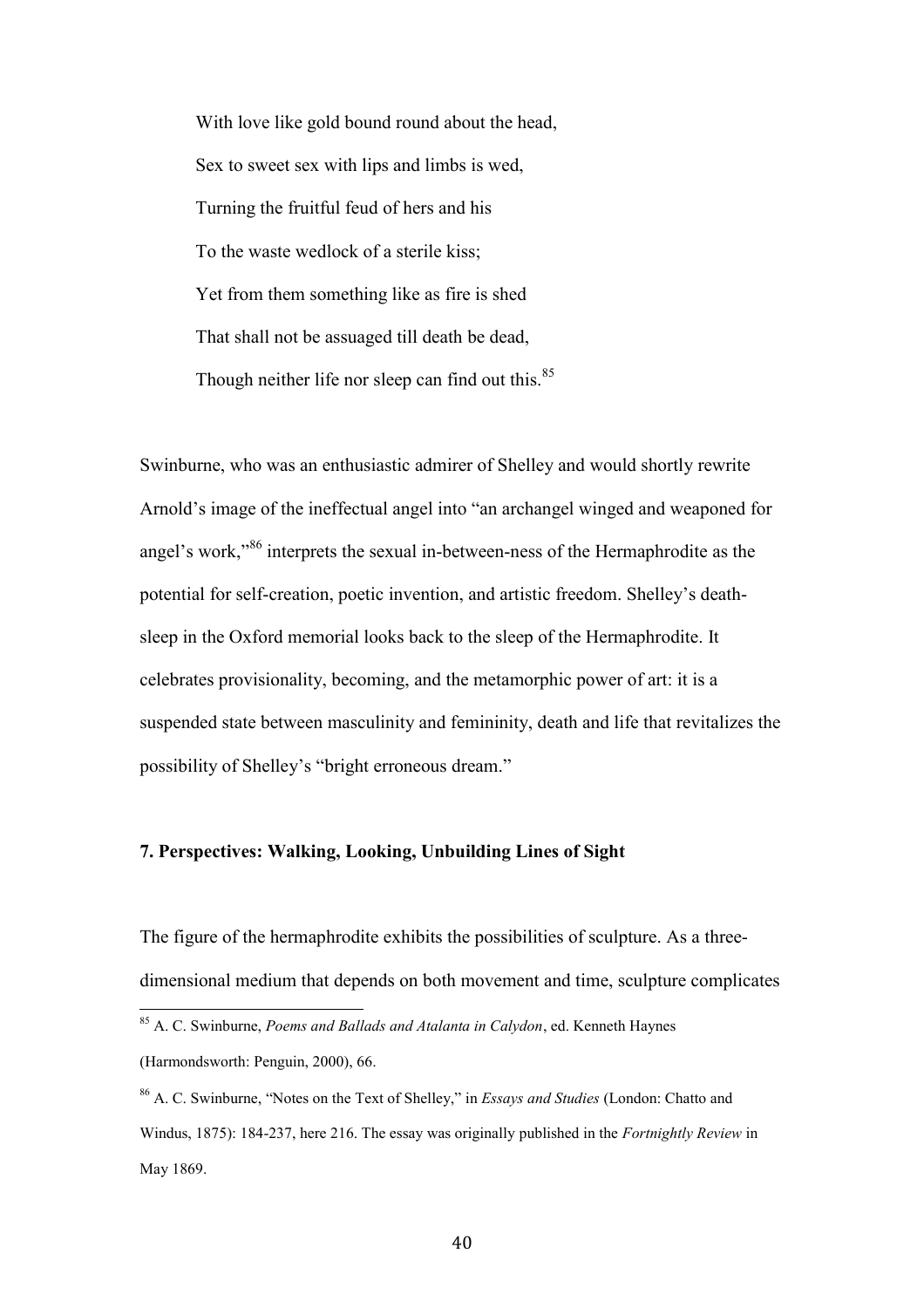> With love like gold bound round about the head,
> Sex to sweet sex with lips and limbs is wed,
> Turning the fruitful feud of hers and his
> To the waste wedlock of a sterile kiss;
> Yet from them something like as fire is shed
> That shall not be assuaged till death be dead,
> Though neither life nor sleep can find out this.[85]

Swinburne, who was an enthusiastic admirer of Shelley and would shortly rewrite Arnold's image of the ineffectual angel into "an archangel winged and weaponed for angel's work,"[86] interprets the sexual in-between-ness of the Hermaphrodite as the potential for self-creation, poetic invention, and artistic freedom. Shelley's death-sleep in the Oxford memorial looks back to the sleep of the Hermaphrodite. It celebrates provisionality, becoming, and the metamorphic power of art: it is a suspended state between masculinity and femininity, death and life that revitalizes the possibility of Shelley's "bright erroneous dream."

### 7. Perspectives: Walking, Looking, Unbuilding Lines of Sight

The figure of the hermaphrodite exhibits the possibilities of sculpture. As a three-dimensional medium that depends on both movement and time, sculpture complicates

---

[85] A. C. Swinburne, *Poems and Ballads and Atalanta in Calydon*, ed. Kenneth Haynes (Harmondsworth: Penguin, 2000), 66.

[86] A. C. Swinburne, "Notes on the Text of Shelley," in *Essays and Studies* (London: Chatto and Windus, 1875): 184-237, here 216. The essay was originally published in the *Fortnightly Review* in May 1869.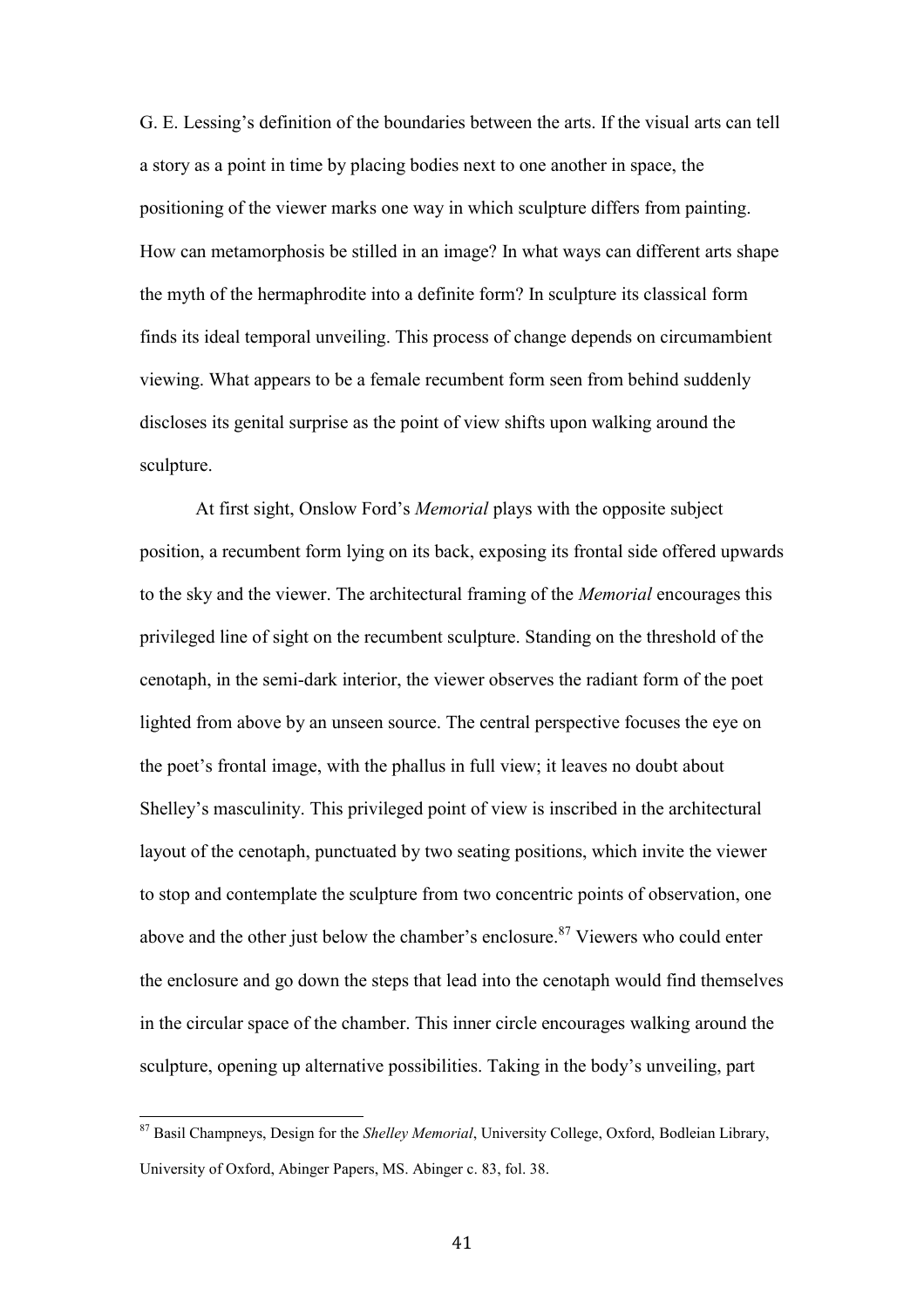G. E. Lessing's definition of the boundaries between the arts. If the visual arts can tell a story as a point in time by placing bodies next to one another in space, the positioning of the viewer marks one way in which sculpture differs from painting. How can metamorphosis be stilled in an image? In what ways can different arts shape the myth of the hermaphrodite into a definite form? In sculpture its classical form finds its ideal temporal unveiling. This process of change depends on circumambient viewing. What appears to be a female recumbent form seen from behind suddenly discloses its genital surprise as the point of view shifts upon walking around the sculpture.

At first sight, Onslow Ford's *Memorial* plays with the opposite subject position, a recumbent form lying on its back, exposing its frontal side offered upwards to the sky and the viewer. The architectural framing of the *Memorial* encourages this privileged line of sight on the recumbent sculpture. Standing on the threshold of the cenotaph, in the semi-dark interior, the viewer observes the radiant form of the poet lighted from above by an unseen source. The central perspective focuses the eye on the poet's frontal image, with the phallus in full view; it leaves no doubt about Shelley's masculinity. This privileged point of view is inscribed in the architectural layout of the cenotaph, punctuated by two seating positions, which invite the viewer to stop and contemplate the sculpture from two concentric points of observation, one above and the other just below the chamber's enclosure.[87] Viewers who could enter the enclosure and go down the steps that lead into the cenotaph would find themselves in the circular space of the chamber. This inner circle encourages walking around the sculpture, opening up alternative possibilities. Taking in the body's unveiling, part

---

[87] Basil Champneys, Design for the *Shelley Memorial*, University College, Oxford, Bodleian Library, University of Oxford, Abinger Papers, MS. Abinger c. 83, fol. 38.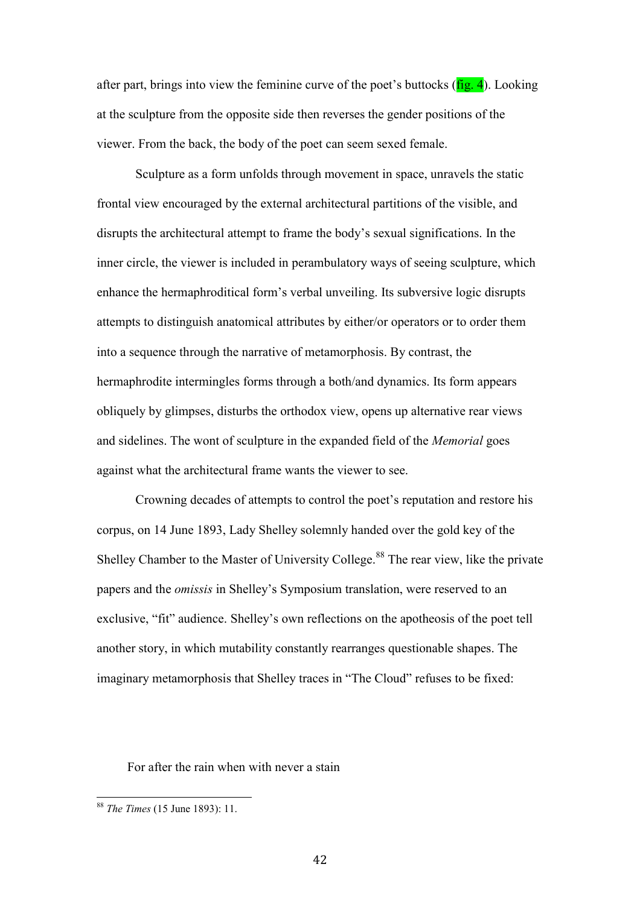after part, brings into view the feminine curve of the poet's buttocks (fig. 4). Looking at the sculpture from the opposite side then reverses the gender positions of the viewer. From the back, the body of the poet can seem sexed female.

Sculpture as a form unfolds through movement in space, unravels the static frontal view encouraged by the external architectural partitions of the visible, and disrupts the architectural attempt to frame the body's sexual significations. In the inner circle, the viewer is included in perambulatory ways of seeing sculpture, which enhance the hermaphroditical form's verbal unveiling. Its subversive logic disrupts attempts to distinguish anatomical attributes by either/or operators or to order them into a sequence through the narrative of metamorphosis. By contrast, the hermaphrodite intermingles forms through a both/and dynamics. Its form appears obliquely by glimpses, disturbs the orthodox view, opens up alternative rear views and sidelines. The wont of sculpture in the expanded field of the *Memorial* goes against what the architectural frame wants the viewer to see.

Crowning decades of attempts to control the poet's reputation and restore his corpus, on 14 June 1893, Lady Shelley solemnly handed over the gold key of the Shelley Chamber to the Master of University College.[88] The rear view, like the private papers and the *omissis* in Shelley's Symposium translation, were reserved to an exclusive, "fit" audience. Shelley's own reflections on the apotheosis of the poet tell another story, in which mutability constantly rearranges questionable shapes. The imaginary metamorphosis that Shelley traces in "The Cloud" refuses to be fixed:

For after the rain when with never a stain

[88] *The Times* (15 June 1893): 11.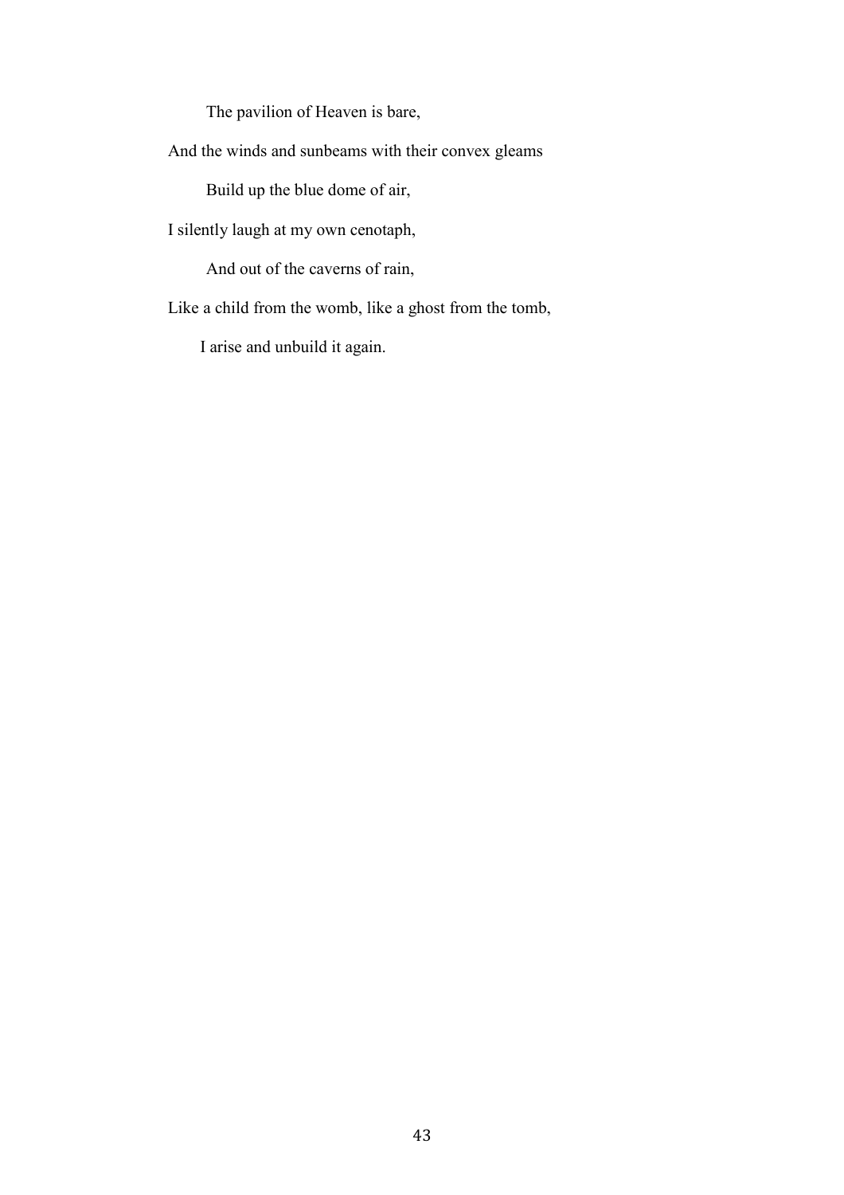The pavilion of Heaven is bare,

And the winds and sunbeams with their convex gleams

Build up the blue dome of air,

I silently laugh at my own cenotaph,

And out of the caverns of rain,

Like a child from the womb, like a ghost from the tomb,

I arise and unbuild it again.